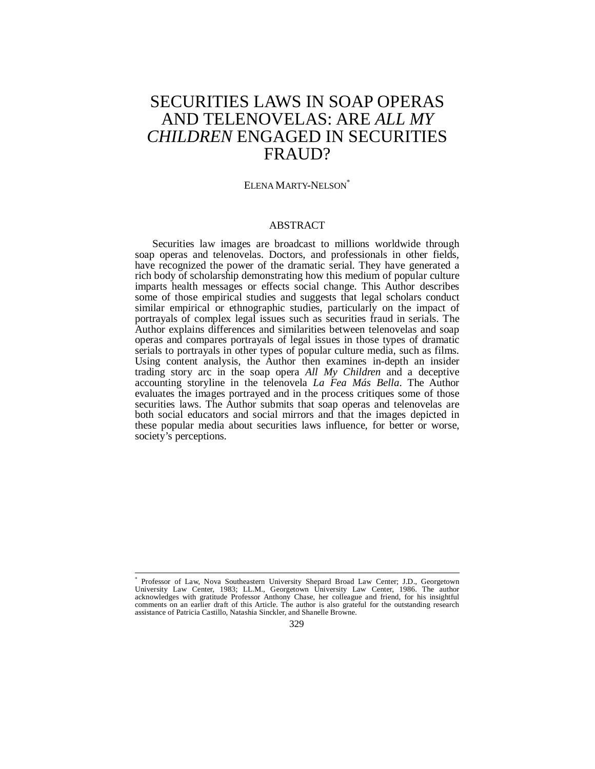# SECURITIES LAWS IN SOAP OPERAS AND TELENOVELAS: ARE *ALL MY CHILDREN* ENGAGED IN SECURITIES FRAUD?

ELENA MARTY-NELSON*

## ABSTRACT

Securities law images are broadcast to millions worldwide through soap operas and telenovelas. Doctors, and professionals in other fields, have recognized the power of the dramatic serial. They have generated a rich body of scholarship demonstrating how this medium of popular culture imparts health messages or effects social change. This Author describes some of those empirical studies and suggests that legal scholars conduct similar empirical or ethnographic studies, particularly on the impact of portrayals of complex legal issues such as securities fraud in serials. The Author explains differences and similarities between telenovelas and soap operas and compares portrayals of legal issues in those types of dramatic serials to portrayals in other types of popular culture media, such as films. Using content analysis, the Author then examines in-depth an insider trading story arc in the soap opera *All My Children* and a deceptive accounting storyline in the telenovela *La Fea Más Bella*. The Author evaluates the images portrayed and in the process critiques some of those securities laws. The Author submits that soap operas and telenovelas are both social educators and social mirrors and that the images depicted in these popular media about securities laws influence, for better or worse, society's perceptions.

---

\* Professor of Law, Nova Southeastern University Shepard Broad Law Center; J.D., Georgetown University Law Center, 1983; LL.M., Georgetown University Law Center, 1986. The author acknowledges with gratitude Professor Anthony Chase, her colleague and friend, for his insightful comments on an earlier draft of this Article. The author is also grateful for the outstanding research assistance of Patricia Castillo, Natashia Sinckler, and Shanelle Browne.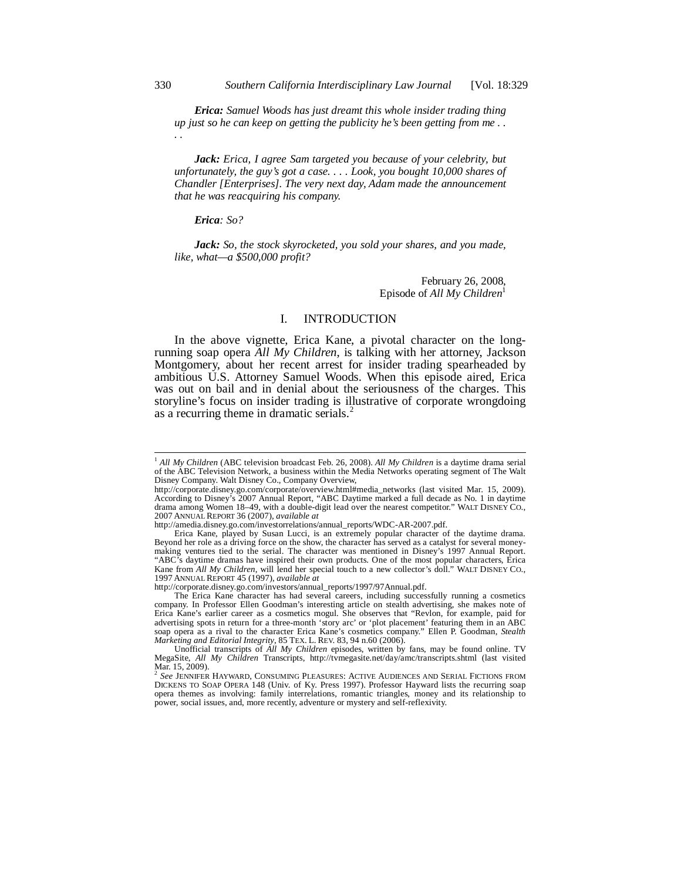***Erica:*** *Samuel Woods has just dreamt this whole insider trading thing up just so he can keep on getting the publicity he's been getting from me . . . .*

***Jack:*** *Erica, I agree Sam targeted you because of your celebrity, but unfortunately, the guy's got a case. . . . Look, you bought 10,000 shares of Chandler [Enterprises]. The very next day, Adam made the announcement that he was reacquiring his company.*

***Erica****: So?*

***Jack:*** *So, the stock skyrocketed, you sold your shares, and you made, like, what—a $500,000 profit?*

February 26, 2008,
Episode of *All My Children*[1]

## I. INTRODUCTION

In the above vignette, Erica Kane, a pivotal character on the long-running soap opera *All My Children*, is talking with her attorney, Jackson Montgomery, about her recent arrest for insider trading spearheaded by ambitious U.S. Attorney Samuel Woods. When this episode aired, Erica was out on bail and in denial about the seriousness of the charges. This storyline's focus on insider trading is illustrative of corporate wrongdoing as a recurring theme in dramatic serials.[2]

---

[1] *All My Children* (ABC television broadcast Feb. 26, 2008). *All My Children* is a daytime drama serial of the ABC Television Network, a business within the Media Networks operating segment of The Walt Disney Company. Walt Disney Co., Company Overview, http://corporate.disney.go.com/corporate/overview.html#media_networks (last visited Mar. 15, 2009). According to Disney's 2007 Annual Report, "ABC Daytime marked a full decade as No. 1 in daytime drama among Women 18–49, with a double-digit lead over the nearest competitor." WALT DISNEY CO., 2007 ANNUAL REPORT 36 (2007), *available at* http://amedia.disney.go.com/investorrelations/annual_reports/WDC-AR-2007.pdf.

Erica Kane, played by Susan Lucci, is an extremely popular character of the daytime drama. Beyond her role as a driving force on the show, the character has served as a catalyst for several money-making ventures tied to the serial. The character was mentioned in Disney's 1997 Annual Report. "ABC's daytime dramas have inspired their own products. One of the most popular characters, Erica Kane from *All My Children*, will lend her special touch to a new collector's doll." WALT DISNEY CO., 1997 ANNUAL REPORT 45 (1997), *available at* http://corporate.disney.go.com/investors/annual_reports/1997/97Annual.pdf.

The Erica Kane character has had several careers, including successfully running a cosmetics company. In Professor Ellen Goodman's interesting article on stealth advertising, she makes note of Erica Kane's earlier career as a cosmetics mogul. She observes that "Revlon, for example, paid for advertising spots in return for a three-month 'story arc' or 'plot placement' featuring them in an ABC soap opera as a rival to the character Erica Kane's cosmetics company." Ellen P. Goodman, *Stealth Marketing and Editorial Integrity*, 85 TEX. L. REV. 83, 94 n.60 (2006).

Unofficial transcripts of *All My Children* episodes, written by fans, may be found online. TV MegaSite, *All My Children* Transcripts, http://tvmegasite.net/day/amc/transcripts.shtml (last visited Mar. 15, 2009).

[2] *See* JENNIFER HAYWARD, CONSUMING PLEASURES: ACTIVE AUDIENCES AND SERIAL FICTIONS FROM DICKENS TO SOAP OPERA 148 (Univ. of Ky. Press 1997). Professor Hayward lists the recurring soap opera themes as involving: family interrelations, romantic triangles, money and its relationship to power, social issues, and, more recently, adventure or mystery and self-reflexivity.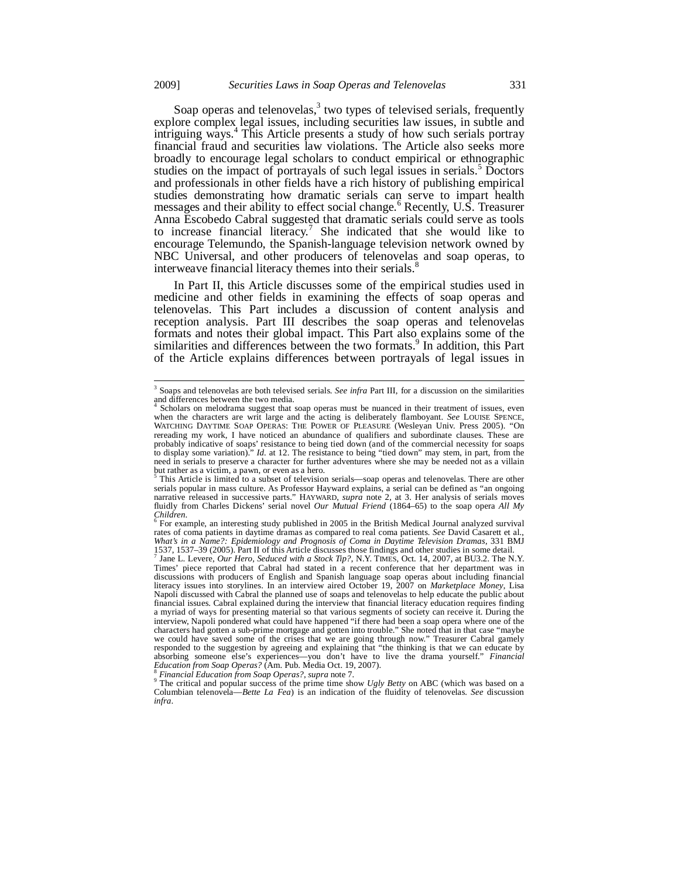Soap operas and telenovelas,[3] two types of televised serials, frequently explore complex legal issues, including securities law issues, in subtle and intriguing ways.[4] This Article presents a study of how such serials portray financial fraud and securities law violations. The Article also seeks more broadly to encourage legal scholars to conduct empirical or ethnographic studies on the impact of portrayals of such legal issues in serials.[5] Doctors and professionals in other fields have a rich history of publishing empirical studies demonstrating how dramatic serials can serve to impart health messages and their ability to effect social change.[6] Recently, U.S. Treasurer Anna Escobedo Cabral suggested that dramatic serials could serve as tools to increase financial literacy.[7] She indicated that she would like to encourage Telemundo, the Spanish-language television network owned by NBC Universal, and other producers of telenovelas and soap operas, to interweave financial literacy themes into their serials.[8]

In Part II, this Article discusses some of the empirical studies used in medicine and other fields in examining the effects of soap operas and telenovelas. This Part includes a discussion of content analysis and reception analysis. Part III describes the soap operas and telenovelas formats and notes their global impact. This Part also explains some of the similarities and differences between the two formats.[9] In addition, this Part of the Article explains differences between portrayals of legal issues in

---

[3] Soaps and telenovelas are both televised serials. *See infra* Part III, for a discussion on the similarities and differences between the two media.

[4] Scholars on melodrama suggest that soap operas must be nuanced in their treatment of issues, even when the characters are writ large and the acting is deliberately flamboyant. *See* LOUISE SPENCE, WATCHING DAYTIME SOAP OPERAS: THE POWER OF PLEASURE (Wesleyan Univ. Press 2005). "On rereading my work, I have noticed an abundance of qualifiers and subordinate clauses. These are probably indicative of soaps' resistance to being tied down (and of the commercial necessity for soaps to display some variation)." *Id.* at 12. The resistance to being "tied down" may stem, in part, from the need in serials to preserve a character for further adventures where she may be needed not as a villain but rather as a victim, a pawn, or even as a hero.

[5] This Article is limited to a subset of television serials—soap operas and telenovelas. There are other serials popular in mass culture. As Professor Hayward explains, a serial can be defined as "an ongoing narrative released in successive parts." HAYWARD, *supra* note 2, at 3. Her analysis of serials moves fluidly from Charles Dickens' serial novel *Our Mutual Friend* (1864–65) to the soap opera *All My Children*.

[6] For example, an interesting study published in 2005 in the British Medical Journal analyzed survival rates of coma patients in daytime dramas as compared to real coma patients. *See* David Casarett et al., *What's in a Name?: Epidemiology and Prognosis of Coma in Daytime Television Dramas*, 331 BMJ 1537, 1537–39 (2005). Part II of this Article discusses those findings and other studies in some detail.

[7] Jane L. Levere, *Our Hero, Seduced with a Stock Tip?*, N.Y. TIMES, Oct. 14, 2007, at BU3.2. The N.Y. Times' piece reported that Cabral had stated in a recent conference that her department was in discussions with producers of English and Spanish language soap operas about including financial literacy issues into storylines. In an interview aired October 19, 2007 on *Marketplace Money*, Lisa Napoli discussed with Cabral the planned use of soaps and telenovelas to help educate the public about financial issues. Cabral explained during the interview that financial literacy education requires finding a myriad of ways for presenting material so that various segments of society can receive it. During the interview, Napoli pondered what could have happened "if there had been a soap opera where one of the characters had gotten a sub-prime mortgage and gotten into trouble." She noted that in that case "maybe we could have saved some of the crises that we are going through now." Treasurer Cabral gamely responded to the suggestion by agreeing and explaining that "the thinking is that we can educate by absorbing someone else's experiences—you don't have to live the drama yourself." *Financial Education from Soap Operas?* (Am. Pub. Media Oct. 19, 2007).

[8] *Financial Education from Soap Operas?*, *supra* note 7.

[9] The critical and popular success of the prime time show *Ugly Betty* on ABC (which was based on a Columbian telenovela—*Bette La Fea*) is an indication of the fluidity of telenovelas. *See* discussion *infra*.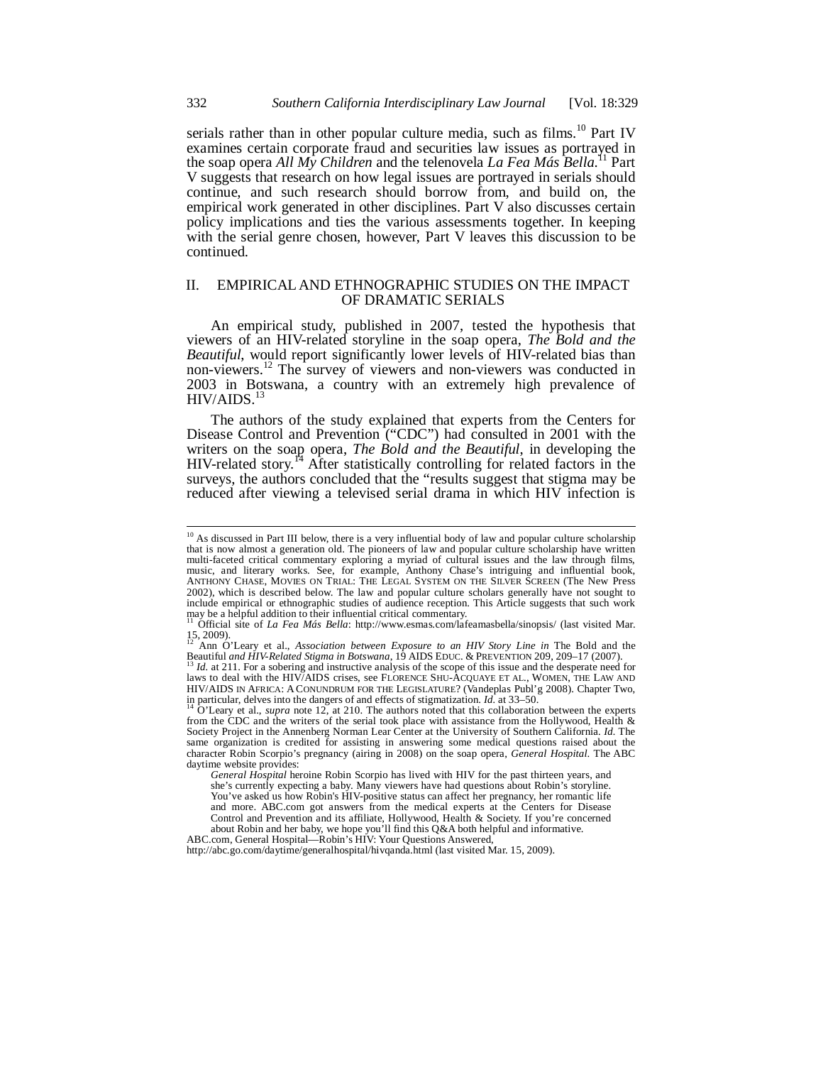serials rather than in other popular culture media, such as films.[10] Part IV examines certain corporate fraud and securities law issues as portrayed in the soap opera *All My Children* and the telenovela *La Fea Más Bella*.[11] Part V suggests that research on how legal issues are portrayed in serials should continue, and such research should borrow from, and build on, the empirical work generated in other disciplines. Part V also discusses certain policy implications and ties the various assessments together. In keeping with the serial genre chosen, however, Part V leaves this discussion to be continued.

## II. EMPIRICAL AND ETHNOGRAPHIC STUDIES ON THE IMPACT OF DRAMATIC SERIALS

An empirical study, published in 2007, tested the hypothesis that viewers of an HIV-related storyline in the soap opera, *The Bold and the Beautiful*, would report significantly lower levels of HIV-related bias than non-viewers.[12] The survey of viewers and non-viewers was conducted in 2003 in Botswana, a country with an extremely high prevalence of HIV/AIDS.[13]

The authors of the study explained that experts from the Centers for Disease Control and Prevention ("CDC") had consulted in 2001 with the writers on the soap opera, *The Bold and the Beautiful*, in developing the HIV-related story.[14] After statistically controlling for related factors in the surveys, the authors concluded that the "results suggest that stigma may be reduced after viewing a televised serial drama in which HIV infection is

---

[10] As discussed in Part III below, there is a very influential body of law and popular culture scholarship that is now almost a generation old. The pioneers of law and popular culture scholarship have written multi-faceted critical commentary exploring a myriad of cultural issues and the law through films, music, and literary works. See, for example, Anthony Chase's intriguing and influential book, ANTHONY CHASE, MOVIES ON TRIAL: THE LEGAL SYSTEM ON THE SILVER SCREEN (The New Press 2002), which is described below. The law and popular culture scholars generally have not sought to include empirical or ethnographic studies of audience reception. This Article suggests that such work may be a helpful addition to their influential critical commentary.

[11] Official site of *La Fea Más Bella*: http://www.esmas.com/lafeamasbella/sinopsis/ (last visited Mar. 15, 2009).

[12] Ann O'Leary et al., *Association between Exposure to an HIV Story Line in* The Bold and the Beautiful *and HIV-Related Stigma in Botswana*, 19 AIDS EDUC. & PREVENTION 209, 209–17 (2007).

[13] *Id.* at 211. For a sobering and instructive analysis of the scope of this issue and the desperate need for laws to deal with the HIV/AIDS crises, see FLORENCE SHU-ACQUAYE ET AL., WOMEN, THE LAW AND HIV/AIDS IN AFRICA: A CONUNDRUM FOR THE LEGISLATURE? (Vandeplas Publ'g 2008). Chapter Two, in particular, delves into the dangers of and effects of stigmatization. *Id.* at 33–50.

[14] O'Leary et al., *supra* note 12, at 210. The authors noted that this collaboration between the experts from the CDC and the writers of the serial took place with assistance from the Hollywood, Health & Society Project in the Annenberg Norman Lear Center at the University of Southern California. *Id.* The same organization is credited for assisting in answering some medical questions raised about the character Robin Scorpio's pregnancy (airing in 2008) on the soap opera, *General Hospital*. The ABC daytime website provides:

> *General Hospital* heroine Robin Scorpio has lived with HIV for the past thirteen years, and she's currently expecting a baby. Many viewers have had questions about Robin's storyline. You've asked us how Robin's HIV-positive status can affect her pregnancy, her romantic life and more. ABC.com got answers from the medical experts at the Centers for Disease Control and Prevention and its affiliate, Hollywood, Health & Society. If you're concerned about Robin and her baby, we hope you'll find this Q&A both helpful and informative.

ABC.com, General Hospital—Robin's HIV: Your Questions Answered, http://abc.go.com/daytime/generalhospital/hivqanda.html (last visited Mar. 15, 2009).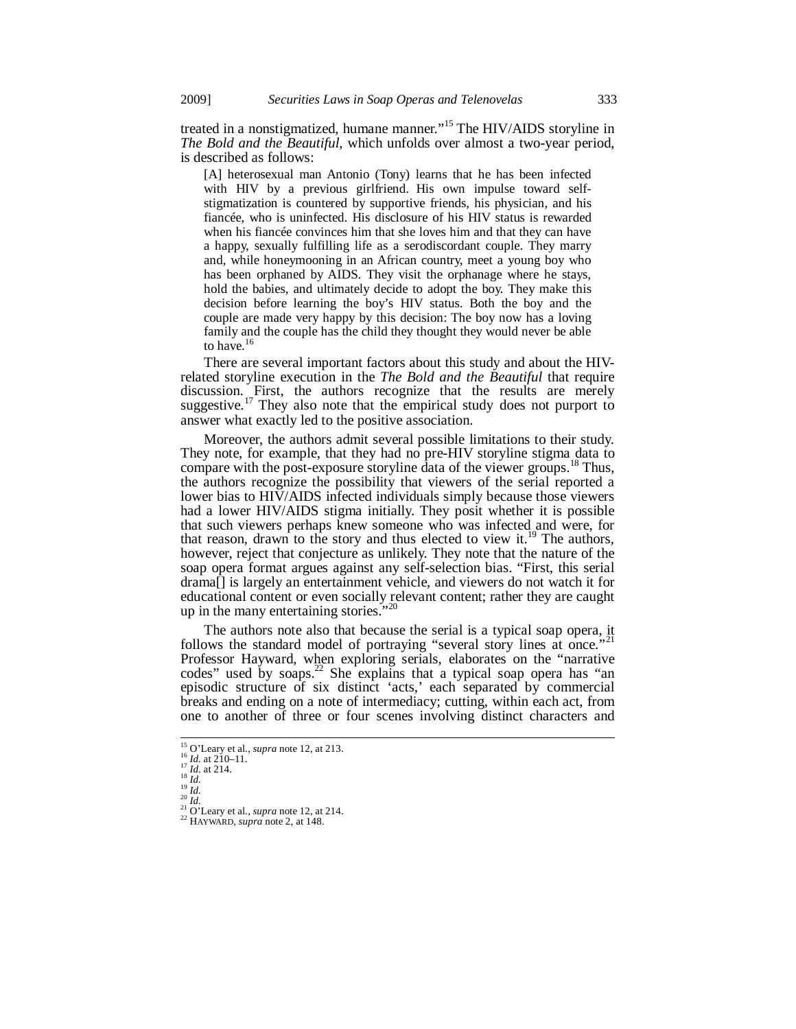treated in a nonstigmatized, humane manner."[15] The HIV/AIDS storyline in *The Bold and the Beautiful*, which unfolds over almost a two-year period, is described as follows:

> [A] heterosexual man Antonio (Tony) learns that he has been infected with HIV by a previous girlfriend. His own impulse toward self-stigmatization is countered by supportive friends, his physician, and his fiancée, who is uninfected. His disclosure of his HIV status is rewarded when his fiancée convinces him that she loves him and that they can have a happy, sexually fulfilling life as a serodiscordant couple. They marry and, while honeymooning in an African country, meet a young boy who has been orphaned by AIDS. They visit the orphanage where he stays, hold the babies, and ultimately decide to adopt the boy. They make this decision before learning the boy's HIV status. Both the boy and the couple are made very happy by this decision: The boy now has a loving family and the couple has the child they thought they would never be able to have.[16]

There are several important factors about this study and about the HIV-related storyline execution in the *The Bold and the Beautiful* that require discussion. First, the authors recognize that the results are merely suggestive.[17] They also note that the empirical study does not purport to answer what exactly led to the positive association.

Moreover, the authors admit several possible limitations to their study. They note, for example, that they had no pre-HIV storyline stigma data to compare with the post-exposure storyline data of the viewer groups.[18] Thus, the authors recognize the possibility that viewers of the serial reported a lower bias to HIV/AIDS infected individuals simply because those viewers had a lower HIV/AIDS stigma initially. They posit whether it is possible that such viewers perhaps knew someone who was infected and were, for that reason, drawn to the story and thus elected to view it.[19] The authors, however, reject that conjecture as unlikely. They note that the nature of the soap opera format argues against any self-selection bias. "First, this serial drama[] is largely an entertainment vehicle, and viewers do not watch it for educational content or even socially relevant content; rather they are caught up in the many entertaining stories."[20]

The authors note also that because the serial is a typical soap opera, it follows the standard model of portraying "several story lines at once."[21] Professor Hayward, when exploring serials, elaborates on the "narrative codes" used by soaps.[22] She explains that a typical soap opera has "an episodic structure of six distinct 'acts,' each separated by commercial breaks and ending on a note of intermediacy; cutting, within each act, from one to another of three or four scenes involving distinct characters and

---

[15] O'Leary et al., *supra* note 12, at 213.
[16] *Id.* at 210–11.
[17] *Id.* at 214.
[18] *Id.*
[19] *Id.*
[20] *Id.*
[21] O'Leary et al., *supra* note 12, at 214.
[22] HAYWARD, *supra* note 2, at 148.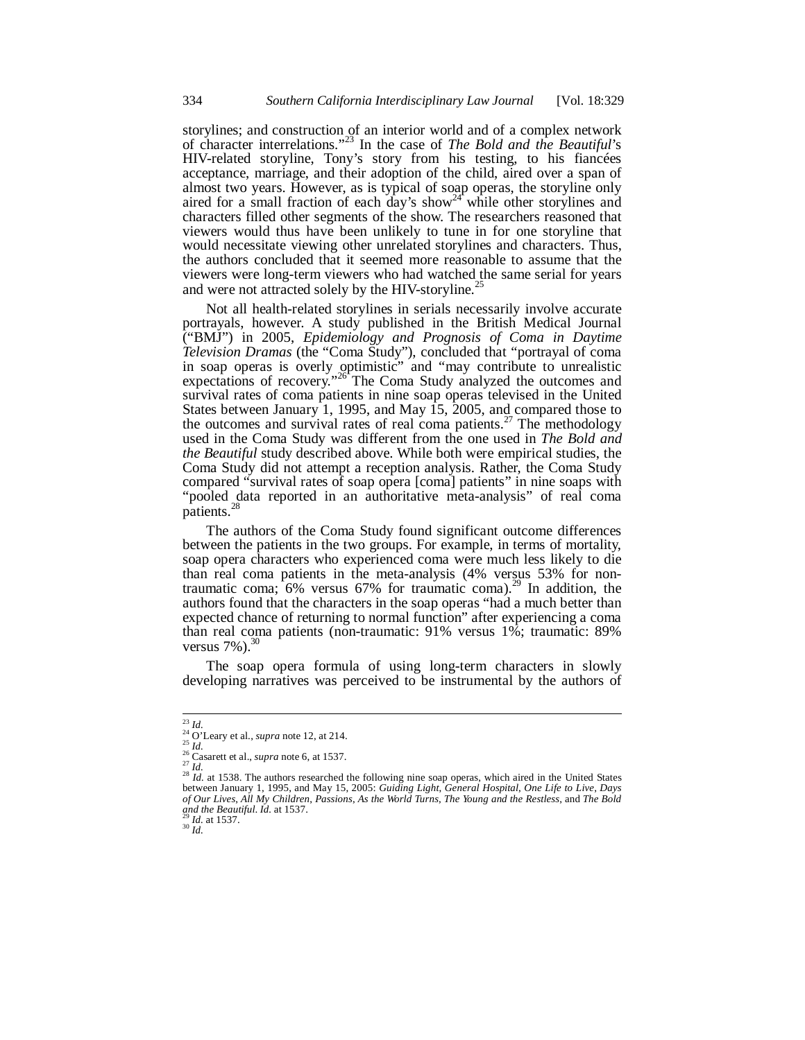storylines; and construction of an interior world and of a complex network of character interrelations."[23] In the case of *The Bold and the Beautiful*'s HIV-related storyline, Tony's story from his testing, to his fiancées acceptance, marriage, and their adoption of the child, aired over a span of almost two years. However, as is typical of soap operas, the storyline only aired for a small fraction of each day's show[24] while other storylines and characters filled other segments of the show. The researchers reasoned that viewers would thus have been unlikely to tune in for one storyline that would necessitate viewing other unrelated storylines and characters. Thus, the authors concluded that it seemed more reasonable to assume that the viewers were long-term viewers who had watched the same serial for years and were not attracted solely by the HIV-storyline.[25]

Not all health-related storylines in serials necessarily involve accurate portrayals, however. A study published in the British Medical Journal ("BMJ") in 2005, *Epidemiology and Prognosis of Coma in Daytime Television Dramas* (the "Coma Study"), concluded that "portrayal of coma in soap operas is overly optimistic" and "may contribute to unrealistic expectations of recovery."[26] The Coma Study analyzed the outcomes and survival rates of coma patients in nine soap operas televised in the United States between January 1, 1995, and May 15, 2005, and compared those to the outcomes and survival rates of real coma patients.[27] The methodology used in the Coma Study was different from the one used in *The Bold and the Beautiful* study described above. While both were empirical studies, the Coma Study did not attempt a reception analysis. Rather, the Coma Study compared "survival rates of soap opera [coma] patients" in nine soaps with "pooled data reported in an authoritative meta-analysis" of real coma patients.[28]

The authors of the Coma Study found significant outcome differences between the patients in the two groups. For example, in terms of mortality, soap opera characters who experienced coma were much less likely to die than real coma patients in the meta-analysis (4% versus 53% for non-traumatic coma; 6% versus 67% for traumatic coma).[29] In addition, the authors found that the characters in the soap operas "had a much better than expected chance of returning to normal function" after experiencing a coma than real coma patients (non-traumatic: 91% versus 1%; traumatic: 89% versus 7%).[30]

The soap opera formula of using long-term characters in slowly developing narratives was perceived to be instrumental by the authors of

---

[23] *Id.*

[24] O'Leary et al., *supra* note 12, at 214.

[25] *Id.*

[26] Casarett et al., *supra* note 6, at 1537.

[27] *Id.*

[28] *Id.* at 1538. The authors researched the following nine soap operas, which aired in the United States between January 1, 1995, and May 15, 2005: *Guiding Light*, *General Hospital*, *One Life to Live*, *Days of Our Lives*, *All My Children*, *Passions*, *As the World Turns*, *The Young and the Restless*, and *The Bold and the Beautiful*. *Id.* at 1537.

[29] *Id.* at 1537.

[30] *Id.*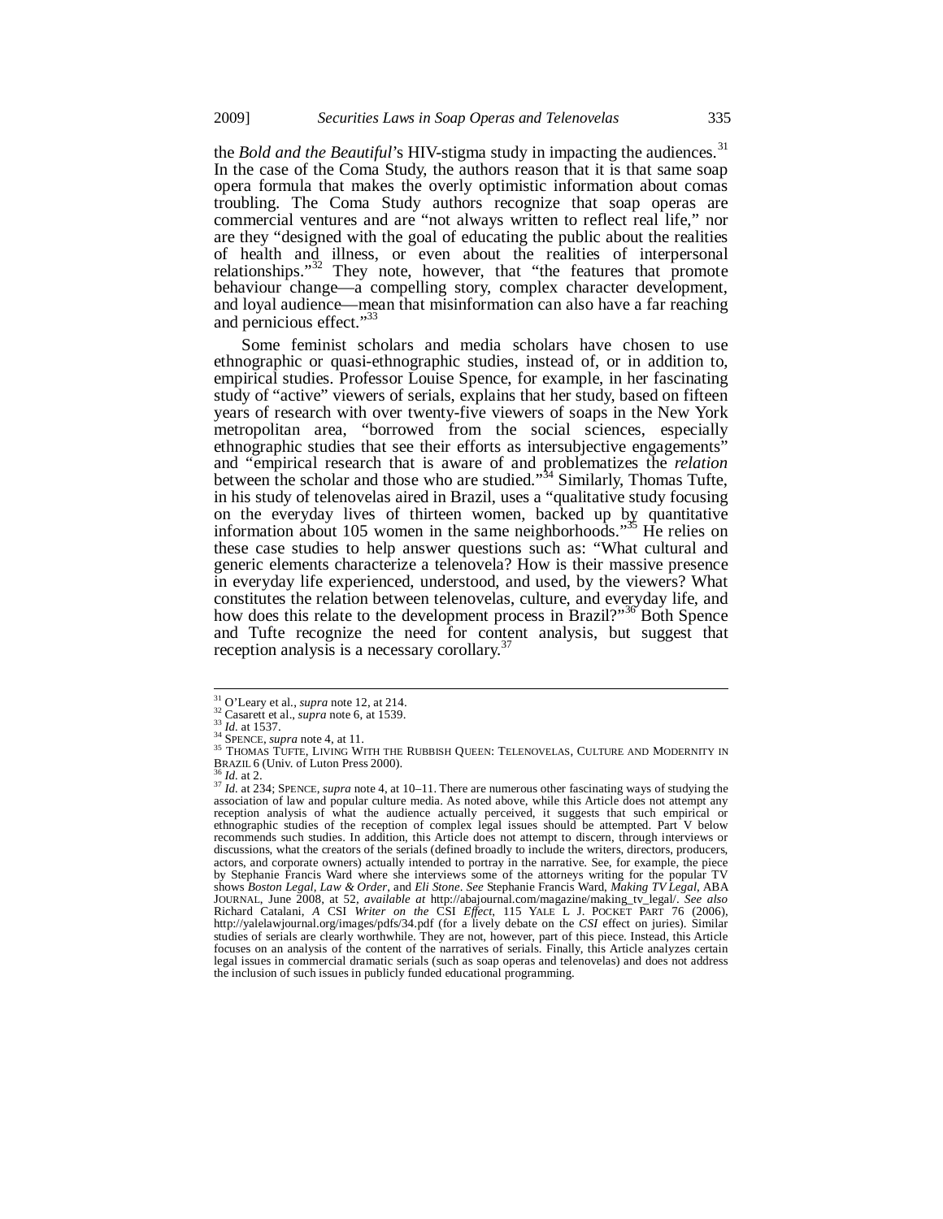the *Bold and the Beautiful*'s HIV-stigma study in impacting the audiences.[31] In the case of the Coma Study, the authors reason that it is that same soap opera formula that makes the overly optimistic information about comas troubling. The Coma Study authors recognize that soap operas are commercial ventures and are "not always written to reflect real life," nor are they "designed with the goal of educating the public about the realities of health and illness, or even about the realities of interpersonal relationships."[32] They note, however, that "the features that promote behaviour change—a compelling story, complex character development, and loyal audience—mean that misinformation can also have a far reaching and pernicious effect."[33]

Some feminist scholars and media scholars have chosen to use ethnographic or quasi-ethnographic studies, instead of, or in addition to, empirical studies. Professor Louise Spence, for example, in her fascinating study of "active" viewers of serials, explains that her study, based on fifteen years of research with over twenty-five viewers of soaps in the New York metropolitan area, "borrowed from the social sciences, especially ethnographic studies that see their efforts as intersubjective engagements" and "empirical research that is aware of and problematizes the *relation* between the scholar and those who are studied."[34] Similarly, Thomas Tufte, in his study of telenovelas aired in Brazil, uses a "qualitative study focusing on the everyday lives of thirteen women, backed up by quantitative information about 105 women in the same neighborhoods."[35] He relies on these case studies to help answer questions such as: "What cultural and generic elements characterize a telenovela? How is their massive presence in everyday life experienced, understood, and used, by the viewers? What constitutes the relation between telenovelas, culture, and everyday life, and how does this relate to the development process in Brazil?"[36] Both Spence and Tufte recognize the need for content analysis, but suggest that reception analysis is a necessary corollary.[37]

---

[31] O'Leary et al., *supra* note 12, at 214.

[32] Casarett et al., *supra* note 6, at 1539.

[33] *Id.* at 1537.

[34] SPENCE, *supra* note 4, at 11.

[35] THOMAS TUFTE, LIVING WITH THE RUBBISH QUEEN: TELENOVELAS, CULTURE AND MODERNITY IN BRAZIL 6 (Univ. of Luton Press 2000).

[36] *Id.* at 2.

[37] *Id.* at 234; SPENCE, *supra* note 4, at 10–11. There are numerous other fascinating ways of studying the association of law and popular culture media. As noted above, while this Article does not attempt any reception analysis of what the audience actually perceived, it suggests that such empirical or ethnographic studies of the reception of complex legal issues should be attempted. Part V below recommends such studies. In addition, this Article does not attempt to discern, through interviews or discussions, what the creators of the serials (defined broadly to include the writers, directors, producers, actors, and corporate owners) actually intended to portray in the narrative. See, for example, the piece by Stephanie Francis Ward where she interviews some of the attorneys writing for the popular TV shows *Boston Legal*, *Law & Order*, and *Eli Stone*. *See* Stephanie Francis Ward, *Making TV Legal*, ABA JOURNAL, June 2008, at 52, *available at* http://abajournal.com/magazine/making_tv_legal/. *See also* Richard Catalani, *A* CSI *Writer on the* CSI *Effect*, 115 YALE L J. POCKET PART 76 (2006), http://yalelawjournal.org/images/pdfs/34.pdf (for a lively debate on the *CSI* effect on juries). Similar studies of serials are clearly worthwhile. They are not, however, part of this piece. Instead, this Article focuses on an analysis of the content of the narratives of serials. Finally, this Article analyzes certain legal issues in commercial dramatic serials (such as soap operas and telenovelas) and does not address the inclusion of such issues in publicly funded educational programming.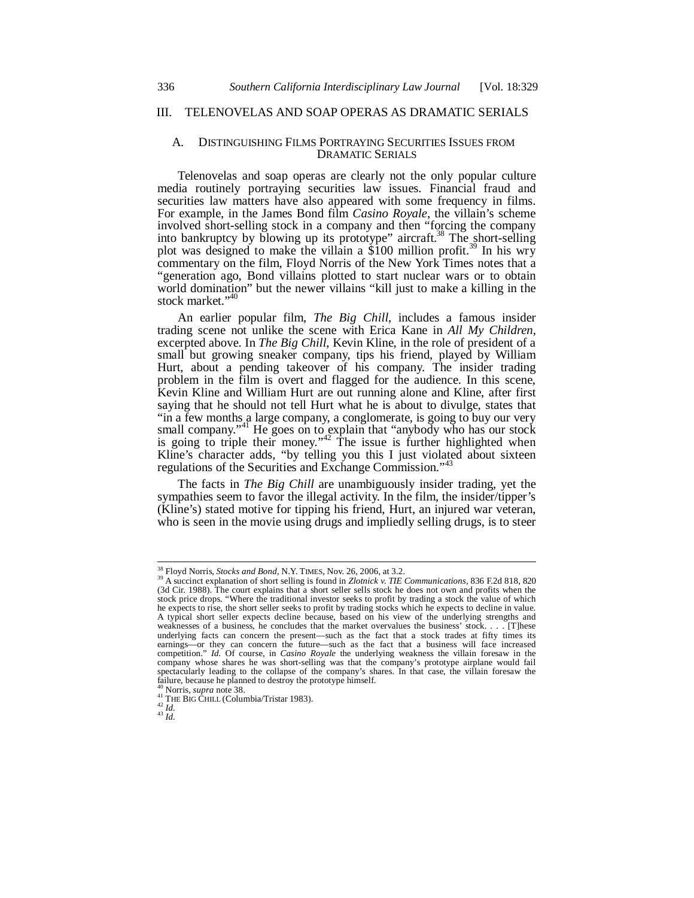## III. TELENOVELAS AND SOAP OPERAS AS DRAMATIC SERIALS

### A. DISTINGUISHING FILMS PORTRAYING SECURITIES ISSUES FROM DRAMATIC SERIALS

Telenovelas and soap operas are clearly not the only popular culture media routinely portraying securities law issues. Financial fraud and securities law matters have also appeared with some frequency in films. For example, in the James Bond film *Casino Royale*, the villain's scheme involved short-selling stock in a company and then "forcing the company into bankruptcy by blowing up its prototype" aircraft.[38] The short-selling plot was designed to make the villain a $100 million profit.[39] In his wry commentary on the film, Floyd Norris of the New York Times notes that a "generation ago, Bond villains plotted to start nuclear wars or to obtain world domination" but the newer villains "kill just to make a killing in the stock market."[40]

An earlier popular film, *The Big Chill*, includes a famous insider trading scene not unlike the scene with Erica Kane in *All My Children*, excerpted above. In *The Big Chill*, Kevin Kline, in the role of president of a small but growing sneaker company, tips his friend, played by William Hurt, about a pending takeover of his company. The insider trading problem in the film is overt and flagged for the audience. In this scene, Kevin Kline and William Hurt are out running alone and Kline, after first saying that he should not tell Hurt what he is about to divulge, states that "in a few months a large company, a conglomerate, is going to buy our very small company."[41] He goes on to explain that "anybody who has our stock is going to triple their money."[42] The issue is further highlighted when Kline's character adds, "by telling you this I just violated about sixteen regulations of the Securities and Exchange Commission."[43]

The facts in *The Big Chill* are unambiguously insider trading, yet the sympathies seem to favor the illegal activity. In the film, the insider/tipper's (Kline's) stated motive for tipping his friend, Hurt, an injured war veteran, who is seen in the movie using drugs and impliedly selling drugs, is to steer

---

[38] Floyd Norris, *Stocks and Bond*, N.Y. TIMES, Nov. 26, 2006, at 3.2.

[39] A succinct explanation of short selling is found in *Zlotnick v. TIE Communications*, 836 F.2d 818, 820 (3d Cir. 1988). The court explains that a short seller sells stock he does not own and profits when the stock price drops. "Where the traditional investor seeks to profit by trading a stock the value of which he expects to rise, the short seller seeks to profit by trading stocks which he expects to decline in value. A typical short seller expects decline because, based on his view of the underlying strengths and weaknesses of a business, he concludes that the market overvalues the business' stock. . . . [T]hese underlying facts can concern the present—such as the fact that a stock trades at fifty times its earnings—or they can concern the future—such as the fact that a business will face increased competition." *Id.* Of course, in *Casino Royale* the underlying weakness the villain foresaw in the company whose shares he was short-selling was that the company's prototype airplane would fail spectacularly leading to the collapse of the company's shares. In that case, the villain foresaw the failure, because he planned to destroy the prototype himself.

[40] Norris, *supra* note 38.

[41] THE BIG CHILL (Columbia/Tristar 1983).

[42] *Id.*

[43] *Id.*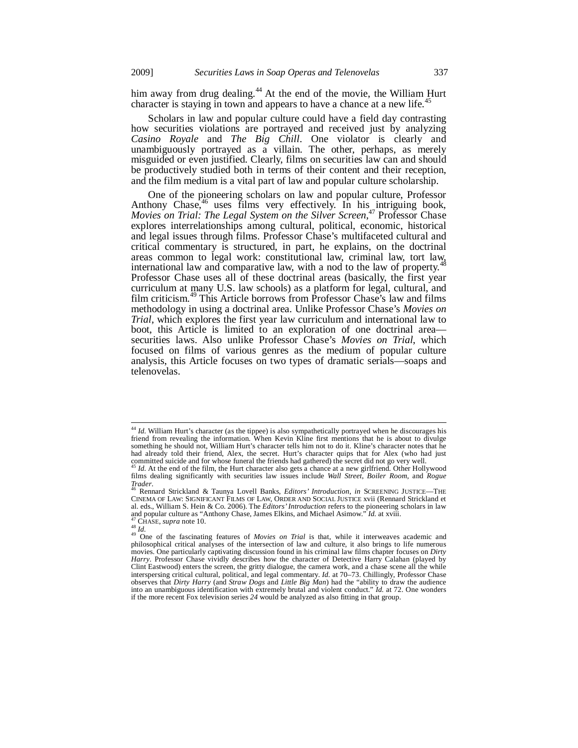him away from drug dealing.[44] At the end of the movie, the William Hurt character is staying in town and appears to have a chance at a new life.[45]

Scholars in law and popular culture could have a field day contrasting how securities violations are portrayed and received just by analyzing *Casino Royale* and *The Big Chill*. One violator is clearly and unambiguously portrayed as a villain. The other, perhaps, as merely misguided or even justified. Clearly, films on securities law can and should be productively studied both in terms of their content and their reception, and the film medium is a vital part of law and popular culture scholarship.

One of the pioneering scholars on law and popular culture, Professor Anthony Chase,[46] uses films very effectively. In his intriguing book, *Movies on Trial: The Legal System on the Silver Screen*,[47] Professor Chase explores interrelationships among cultural, political, economic, historical and legal issues through films. Professor Chase's multifaceted cultural and critical commentary is structured, in part, he explains, on the doctrinal areas common to legal work: constitutional law, criminal law, tort law, international law and comparative law, with a nod to the law of property.[48] Professor Chase uses all of these doctrinal areas (basically, the first year curriculum at many U.S. law schools) as a platform for legal, cultural, and film criticism.[49] This Article borrows from Professor Chase's law and films methodology in using a doctrinal area. Unlike Professor Chase's *Movies on Trial*, which explores the first year law curriculum and international law to boot, this Article is limited to an exploration of one doctrinal area—securities laws. Also unlike Professor Chase's *Movies on Trial*, which focused on films of various genres as the medium of popular culture analysis, this Article focuses on two types of dramatic serials—soaps and telenovelas.

---

[44] *Id.* William Hurt's character (as the tippee) is also sympathetically portrayed when he discourages his friend from revealing the information. When Kevin Kline first mentions that he is about to divulge something he should not, William Hurt's character tells him not to do it. Kline's character notes that he had already told their friend, Alex, the secret. Hurt's character quips that for Alex (who had just committed suicide and for whose funeral the friends had gathered) the secret did not go very well.

[45] *Id.* At the end of the film, the Hurt character also gets a chance at a new girlfriend. Other Hollywood films dealing significantly with securities law issues include *Wall Street*, *Boiler Room*, and *Rogue Trader*.

[46] Rennard Strickland & Taunya Lovell Banks, *Editors' Introduction*, *in* SCREENING JUSTICE—THE CINEMA OF LAW: SIGNIFICANT FILMS OF LAW, ORDER AND SOCIAL JUSTICE xvii (Rennard Strickland et al. eds., William S. Hein & Co. 2006). The *Editors' Introduction* refers to the pioneering scholars in law and popular culture as "Anthony Chase, James Elkins, and Michael Asimow." *Id.* at xviii.

[47] CHASE, *supra* note 10.

[48] *Id.*

[49] One of the fascinating features of *Movies on Trial* is that, while it interweaves academic and philosophical critical analyses of the intersection of law and culture, it also brings to life numerous movies. One particularly captivating discussion found in his criminal law films chapter focuses on *Dirty Harry*. Professor Chase vividly describes how the character of Detective Harry Calahan (played by Clint Eastwood) enters the screen, the gritty dialogue, the camera work, and a chase scene all the while interspersing critical cultural, political, and legal commentary. *Id.* at 70–73. Chillingly, Professor Chase observes that *Dirty Harry* (and *Straw Dogs* and *Little Big Man*) had the "ability to draw the audience into an unambiguous identification with extremely brutal and violent conduct." *Id.* at 72. One wonders if the more recent Fox television series *24* would be analyzed as also fitting in that group.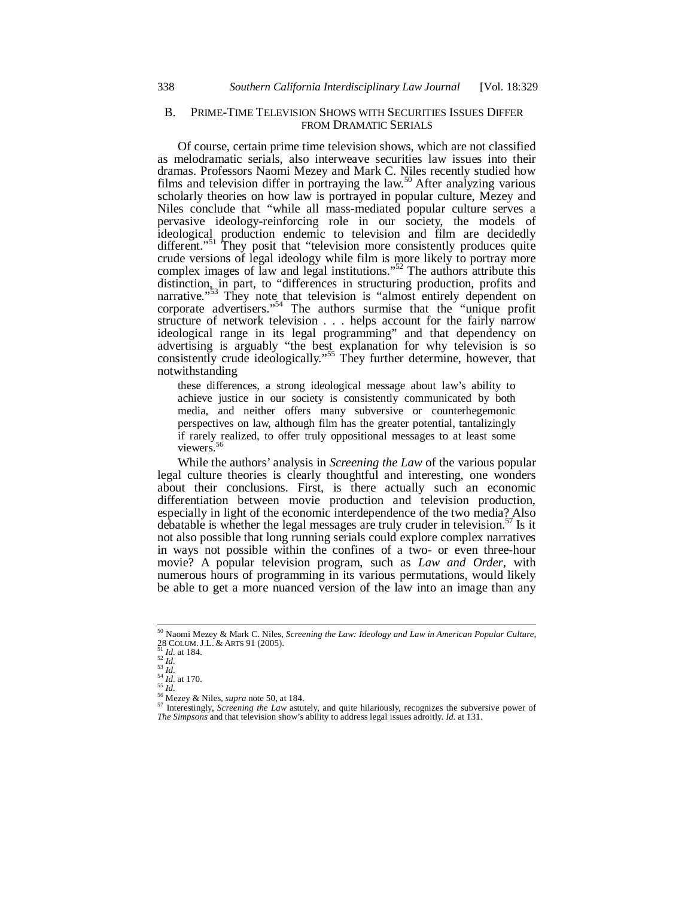## B. PRIME-TIME TELEVISION SHOWS WITH SECURITIES ISSUES DIFFER FROM DRAMATIC SERIALS

Of course, certain prime time television shows, which are not classified as melodramatic serials, also interweave securities law issues into their dramas. Professors Naomi Mezey and Mark C. Niles recently studied how films and television differ in portraying the law.[50] After analyzing various scholarly theories on how law is portrayed in popular culture, Mezey and Niles conclude that "while all mass-mediated popular culture serves a pervasive ideology-reinforcing role in our society, the models of ideological production endemic to television and film are decidedly different."[51] They posit that "television more consistently produces quite crude versions of legal ideology while film is more likely to portray more complex images of law and legal institutions."[52] The authors attribute this distinction, in part, to "differences in structuring production, profits and narrative."[53] They note that television is "almost entirely dependent on corporate advertisers."[54] The authors surmise that the "unique profit structure of network television . . . helps account for the fairly narrow ideological range in its legal programming" and that dependency on advertising is arguably "the best explanation for why television is so consistently crude ideologically."[55] They further determine, however, that notwithstanding

> these differences, a strong ideological message about law's ability to achieve justice in our society is consistently communicated by both media, and neither offers many subversive or counterhegemonic perspectives on law, although film has the greater potential, tantalizingly if rarely realized, to offer truly oppositional messages to at least some viewers.[56]

While the authors' analysis in *Screening the Law* of the various popular legal culture theories is clearly thoughtful and interesting, one wonders about their conclusions. First, is there actually such an economic differentiation between movie production and television production, especially in light of the economic interdependence of the two media? Also debatable is whether the legal messages are truly cruder in television.[57] Is it not also possible that long running serials could explore complex narratives in ways not possible within the confines of a two- or even three-hour movie? A popular television program, such as *Law and Order*, with numerous hours of programming in its various permutations, would likely be able to get a more nuanced version of the law into an image than any

---

[50] Naomi Mezey & Mark C. Niles, *Screening the Law: Ideology and Law in American Popular Culture*, 28 COLUM. J.L. & ARTS 91 (2005).

[51] *Id.* at 184.

[52] *Id.*

[53] *Id.*

[54] *Id.* at 170.

[55] *Id.*

[56] Mezey & Niles, *supra* note 50, at 184.

[57] Interestingly, *Screening the Law* astutely, and quite hilariously, recognizes the subversive power of *The Simpsons* and that television show's ability to address legal issues adroitly. *Id.* at 131.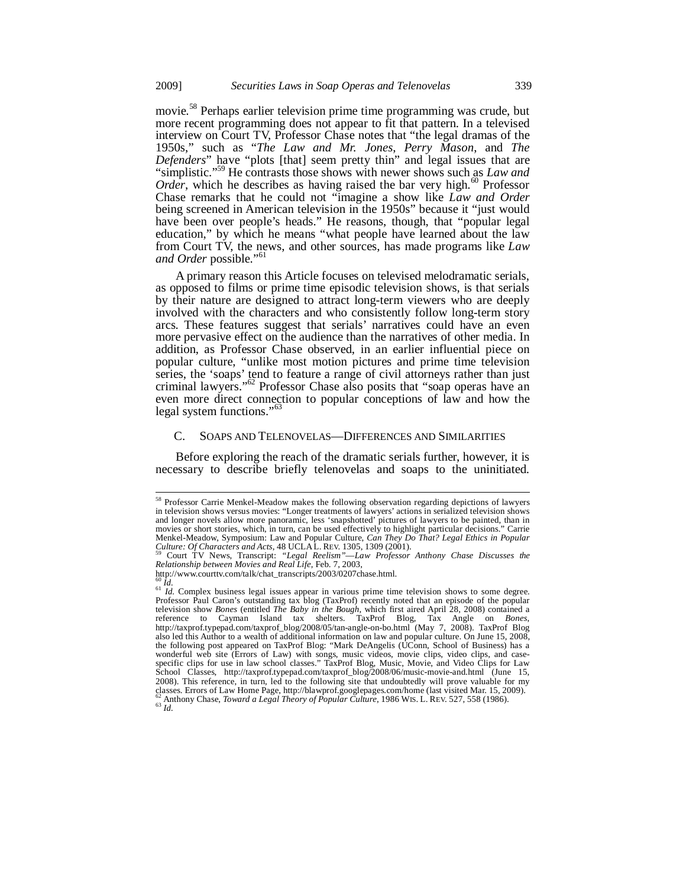movie.[58] Perhaps earlier television prime time programming was crude, but more recent programming does not appear to fit that pattern. In a televised interview on Court TV, Professor Chase notes that "the legal dramas of the 1950s," such as "*The Law and Mr. Jones*, *Perry Mason*, and *The Defenders*" have "plots [that] seem pretty thin" and legal issues that are "simplistic."[59] He contrasts those shows with newer shows such as *Law and Order*, which he describes as having raised the bar very high.[60] Professor Chase remarks that he could not "imagine a show like *Law and Order* being screened in American television in the 1950s" because it "just would have been over people's heads." He reasons, though, that "popular legal education," by which he means "what people have learned about the law from Court TV, the news, and other sources, has made programs like *Law and Order* possible."[61]

A primary reason this Article focuses on televised melodramatic serials, as opposed to films or prime time episodic television shows, is that serials by their nature are designed to attract long-term viewers who are deeply involved with the characters and who consistently follow long-term story arcs. These features suggest that serials' narratives could have an even more pervasive effect on the audience than the narratives of other media. In addition, as Professor Chase observed, in an earlier influential piece on popular culture, "unlike most motion pictures and prime time television series, the 'soaps' tend to feature a range of civil attorneys rather than just criminal lawyers."[62] Professor Chase also posits that "soap operas have an even more direct connection to popular conceptions of law and how the legal system functions."[63]

### C. Soaps and Telenovelas—Differences and Similarities

Before exploring the reach of the dramatic serials further, however, it is necessary to describe briefly telenovelas and soaps to the uninitiated.

---

[58] Professor Carrie Menkel-Meadow makes the following observation regarding depictions of lawyers in television shows versus movies: "Longer treatments of lawyers' actions in serialized television shows and longer novels allow more panoramic, less 'snapshotted' pictures of lawyers to be painted, than in movies or short stories, which, in turn, can be used effectively to highlight particular decisions." Carrie Menkel-Meadow, Symposium: Law and Popular Culture, *Can They Do That? Legal Ethics in Popular Culture: Of Characters and Acts*, 48 UCLA L. REV. 1305, 1309 (2001).

[59] Court TV News, Transcript: *"Legal Reelism"—Law Professor Anthony Chase Discusses the Relationship between Movies and Real Life*, Feb. 7, 2003, http://www.courttv.com/talk/chat_transcripts/2003/0207chase.html.

[60] *Id.*

[61] *Id.* Complex business legal issues appear in various prime time television shows to some degree. Professor Paul Caron's outstanding tax blog (TaxProf) recently noted that an episode of the popular television show *Bones* (entitled *The Baby in the Bough*, which first aired April 28, 2008) contained a reference to Cayman Island tax shelters. TaxProf Blog, Tax Angle on *Bones*, http://taxprof.typepad.com/taxprof_blog/2008/05/tan-angle-on-bo.html (May 7, 2008). TaxProf Blog also led this Author to a wealth of additional information on law and popular culture. On June 15, 2008, the following post appeared on TaxProf Blog: "Mark DeAngelis (UConn, School of Business) has a wonderful web site (Errors of Law) with songs, music videos, movie clips, video clips, and case-specific clips for use in law school classes." TaxProf Blog, Music, Movie, and Video Clips for Law School Classes, http://taxprof.typepad.com/taxprof_blog/2008/06/music-movie-and.html (June 15, 2008). This reference, in turn, led to the following site that undoubtedly will prove valuable for my classes. Errors of Law Home Page, http://blawprof.googlepages.com/home (last visited Mar. 15, 2009).

[62] Anthony Chase, *Toward a Legal Theory of Popular Culture*, 1986 WIS. L. REV. 527, 558 (1986).

[63] *Id.*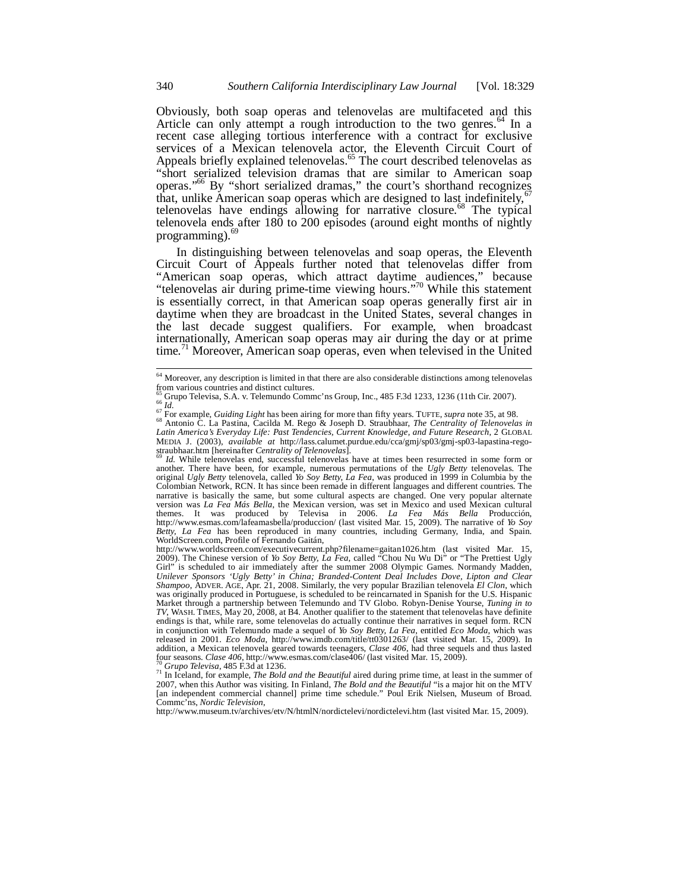Obviously, both soap operas and telenovelas are multifaceted and this Article can only attempt a rough introduction to the two genres.[64] In a recent case alleging tortious interference with a contract for exclusive services of a Mexican telenovela actor, the Eleventh Circuit Court of Appeals briefly explained telenovelas.[65] The court described telenovelas as "short serialized television dramas that are similar to American soap operas."[66] By "short serialized dramas," the court's shorthand recognizes that, unlike American soap operas which are designed to last indefinitely,[67] telenovelas have endings allowing for narrative closure.[68] The typical telenovela ends after 180 to 200 episodes (around eight months of nightly programming).[69]

In distinguishing between telenovelas and soap operas, the Eleventh Circuit Court of Appeals further noted that telenovelas differ from "American soap operas, which attract daytime audiences," because "telenovelas air during prime-time viewing hours."[70] While this statement is essentially correct, in that American soap operas generally first air in daytime when they are broadcast in the United States, several changes in the last decade suggest qualifiers. For example, when broadcast internationally, American soap operas may air during the day or at prime time.[71] Moreover, American soap operas, even when televised in the United

---

[64] Moreover, any description is limited in that there are also considerable distinctions among telenovelas from various countries and distinct cultures.

[65] Grupo Televisa, S.A. v. Telemundo Commc'ns Group, Inc., 485 F.3d 1233, 1236 (11th Cir. 2007).

[66] *Id.*

[67] For example, *Guiding Light* has been airing for more than fifty years. TUFTE, *supra* note 35, at 98.

[68] Antonio C. La Pastina, Cacilda M. Rego & Joseph D. Straubhaar, *The Centrality of Telenovelas in Latin America's Everyday Life: Past Tendencies, Current Knowledge, and Future Research*, 2 GLOBAL MEDIA J. (2003), *available at* http://lass.calumet.purdue.edu/cca/gmj/sp03/gmj-sp03-lapastina-rego-straubhaar.htm [hereinafter *Centrality of Telenovelas*].

[69] *Id.* While telenovelas end, successful telenovelas have at times been resurrected in some form or another. There have been, for example, numerous permutations of the *Ugly Betty* telenovelas. The original *Ugly Betty* telenovela, called *Yo Soy Betty, La Fea*, was produced in 1999 in Columbia by the Colombian Network, RCN. It has since been remade in different languages and different countries. The narrative is basically the same, but some cultural aspects are changed. One very popular alternate version was *La Fea Más Bella*, the Mexican version, was set in Mexico and used Mexican cultural themes. It was produced by Televisa in 2006. *La Fea Más Bella* Producción, http://www.esmas.com/lafeamasbella/produccion/ (last visited Mar. 15, 2009). The narrative of *Yo Soy Betty, La Fea* has been reproduced in many countries, including Germany, India, and Spain. WorldScreen.com, Profile of Fernando Gaitán, http://www.worldscreen.com/executivecurrent.php?filename=gaitan1026.htm (last visited Mar. 15, 2009). The Chinese version of *Yo Soy Betty, La Fea*, called "Chou Nu Wu Di" or "The Prettiest Ugly Girl" is scheduled to air immediately after the summer 2008 Olympic Games. Normandy Madden, *Unilever Sponsors 'Ugly Betty' in China; Branded-Content Deal Includes Dove, Lipton and Clear Shampoo*, ADVER. AGE, Apr. 21, 2008. Similarly, the very popular Brazilian telenovela *El Clon*, which was originally produced in Portuguese, is scheduled to be reincarnated in Spanish for the U.S. Hispanic Market through a partnership between Telemundo and TV Globo. Robyn-Denise Yourse, *Tuning in to TV*, WASH. TIMES, May 20, 2008, at B4. Another qualifier to the statement that telenovelas have definite endings is that, while rare, some telenovelas do actually continue their narratives in sequel form. RCN in conjunction with Telemundo made a sequel of *Yo Soy Betty, La Fea*, entitled *Eco Moda*, which was released in 2001. *Eco Moda*, http://www.imdb.com/title/tt0301263/ (last visited Mar. 15, 2009). In addition, a Mexican telenovela geared towards teenagers, *Clase 406*, had three sequels and thus lasted four seasons. *Clase 406*, http://www.esmas.com/clase406/ (last visited Mar. 15, 2009).

[70] *Grupo Televisa*, 485 F.3d at 1236.

[71] In Iceland, for example, *The Bold and the Beautiful* aired during prime time, at least in the summer of 2007, when this Author was visiting. In Finland, *The Bold and the Beautiful* "is a major hit on the MTV [an independent commercial channel] prime time schedule." Poul Erik Nielsen, Museum of Broad. Commc'ns, *Nordic Television*, http://www.museum.tv/archives/etv/N/htmlN/nordictelevi/nordictelevi.htm (last visited Mar. 15, 2009).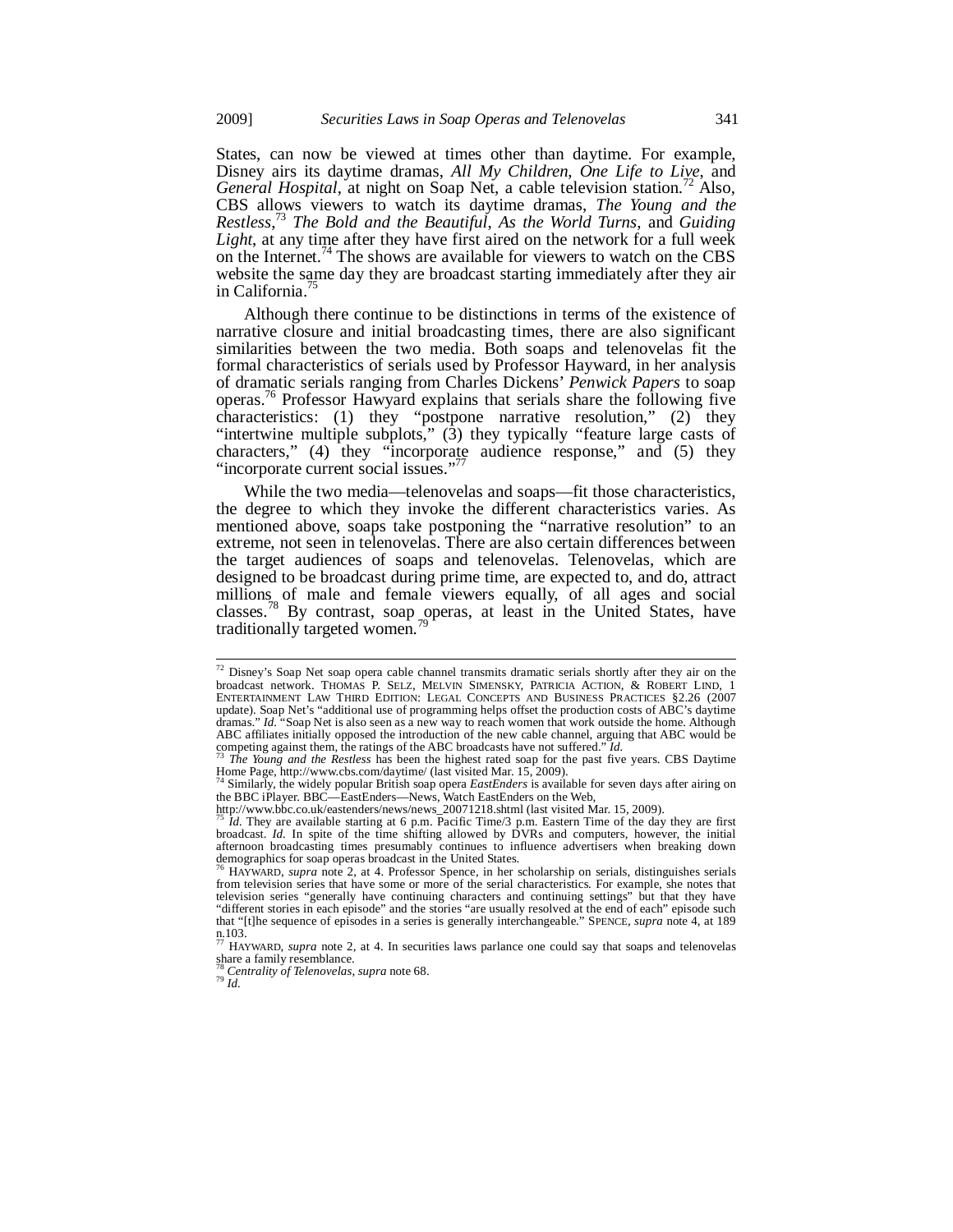States, can now be viewed at times other than daytime. For example, Disney airs its daytime dramas, *All My Children*, *One Life to Live*, and *General Hospital*, at night on Soap Net, a cable television station.[72] Also, CBS allows viewers to watch its daytime dramas, *The Young and the Restless*,[73] *The Bold and the Beautiful*, *As the World Turns*, and *Guiding Light*, at any time after they have first aired on the network for a full week on the Internet.[74] The shows are available for viewers to watch on the CBS website the same day they are broadcast starting immediately after they air in California.[75]

Although there continue to be distinctions in terms of the existence of narrative closure and initial broadcasting times, there are also significant similarities between the two media. Both soaps and telenovelas fit the formal characteristics of serials used by Professor Hayward, in her analysis of dramatic serials ranging from Charles Dickens' *Penwick Papers* to soap operas.[76] Professor Hawyard explains that serials share the following five characteristics: (1) they "postpone narrative resolution," (2) they "intertwine multiple subplots," (3) they typically "feature large casts of characters," (4) they "incorporate audience response," and (5) they "incorporate current social issues."[77]

While the two media—telenovelas and soaps—fit those characteristics, the degree to which they invoke the different characteristics varies. As mentioned above, soaps take postponing the "narrative resolution" to an extreme, not seen in telenovelas. There are also certain differences between the target audiences of soaps and telenovelas. Telenovelas, which are designed to be broadcast during prime time, are expected to, and do, attract millions of male and female viewers equally, of all ages and social classes.[78] By contrast, soap operas, at least in the United States, have traditionally targeted women.[79]

---

[72] Disney's Soap Net soap opera cable channel transmits dramatic serials shortly after they air on the broadcast network. THOMAS P. SELZ, MELVIN SIMENSKY, PATRICIA ACTION, & ROBERT LIND, 1 ENTERTAINMENT LAW THIRD EDITION: LEGAL CONCEPTS AND BUSINESS PRACTICES §2.26 (2007 update). Soap Net's "additional use of programming helps offset the production costs of ABC's daytime dramas." *Id.* "Soap Net is also seen as a new way to reach women that work outside the home. Although ABC affiliates initially opposed the introduction of the new cable channel, arguing that ABC would be competing against them, the ratings of the ABC broadcasts have not suffered." *Id.*

[73] *The Young and the Restless* has been the highest rated soap for the past five years. CBS Daytime Home Page, http://www.cbs.com/daytime/ (last visited Mar. 15, 2009).

[74] Similarly, the widely popular British soap opera *EastEnders* is available for seven days after airing on the BBC iPlayer. BBC—EastEnders—News, Watch EastEnders on the Web, http://www.bbc.co.uk/eastenders/news/news_20071218.shtml (last visited Mar. 15, 2009).

[75] *Id.* They are available starting at 6 p.m. Pacific Time/3 p.m. Eastern Time of the day they are first broadcast. *Id.* In spite of the time shifting allowed by DVRs and computers, however, the initial afternoon broadcasting times presumably continues to influence advertisers when breaking down demographics for soap operas broadcast in the United States.

[76] HAYWARD, *supra* note 2, at 4. Professor Spence, in her scholarship on serials, distinguishes serials from television series that have some or more of the serial characteristics. For example, she notes that television series "generally have continuing characters and continuing settings" but that they have "different stories in each episode" and the stories "are usually resolved at the end of each" episode such that "[t]he sequence of episodes in a series is generally interchangeable." SPENCE, *supra* note 4, at 189 n.103.

[77] HAYWARD, *supra* note 2, at 4. In securities laws parlance one could say that soaps and telenovelas share a family resemblance.

[78] *Centrality of Telenovelas*, *supra* note 68.

[79] *Id.*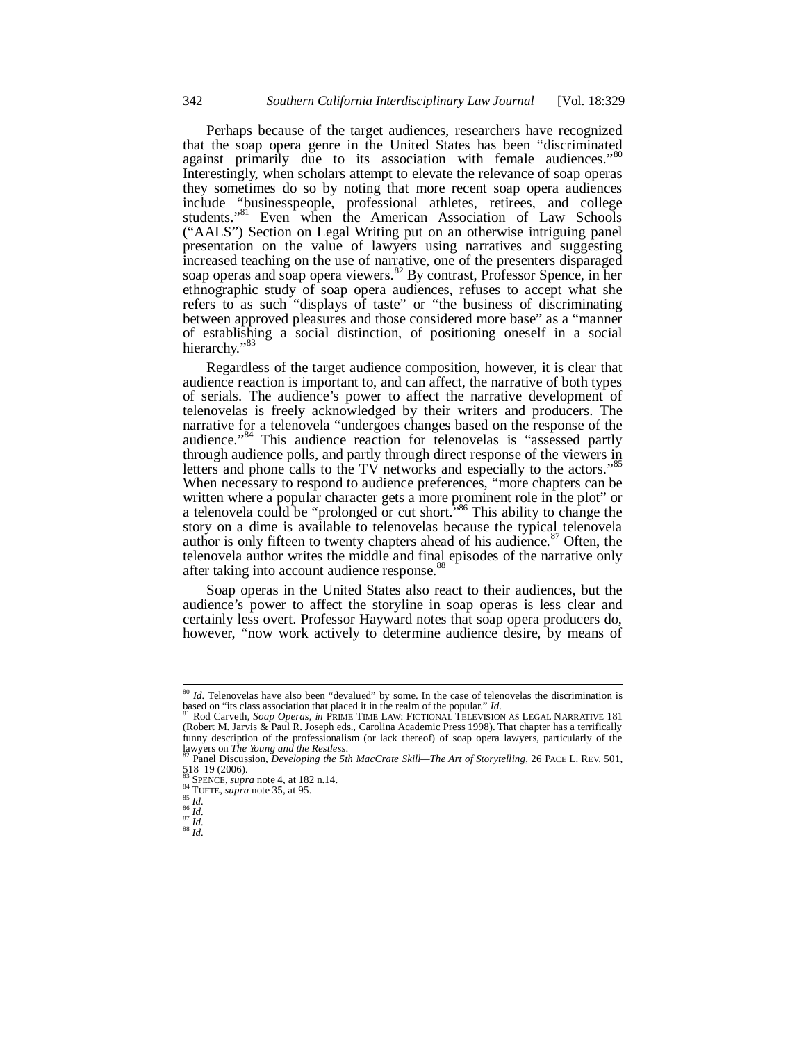Perhaps because of the target audiences, researchers have recognized that the soap opera genre in the United States has been "discriminated against primarily due to its association with female audiences."[80] Interestingly, when scholars attempt to elevate the relevance of soap operas they sometimes do so by noting that more recent soap opera audiences include "businesspeople, professional athletes, retirees, and college students."[81] Even when the American Association of Law Schools ("AALS") Section on Legal Writing put on an otherwise intriguing panel presentation on the value of lawyers using narratives and suggesting increased teaching on the use of narrative, one of the presenters disparaged soap operas and soap opera viewers.[82] By contrast, Professor Spence, in her ethnographic study of soap opera audiences, refuses to accept what she refers to as such "displays of taste" or "the business of discriminating between approved pleasures and those considered more base" as a "manner of establishing a social distinction, of positioning oneself in a social hierarchy."[83]

Regardless of the target audience composition, however, it is clear that audience reaction is important to, and can affect, the narrative of both types of serials. The audience's power to affect the narrative development of telenovelas is freely acknowledged by their writers and producers. The narrative for a telenovela "undergoes changes based on the response of the audience."[84] This audience reaction for telenovelas is "assessed partly through audience polls, and partly through direct response of the viewers in letters and phone calls to the TV networks and especially to the actors."[85] When necessary to respond to audience preferences, "more chapters can be written where a popular character gets a more prominent role in the plot" or a telenovela could be "prolonged or cut short."[86] This ability to change the story on a dime is available to telenovelas because the typical telenovela author is only fifteen to twenty chapters ahead of his audience.[87] Often, the telenovela author writes the middle and final episodes of the narrative only after taking into account audience response.[88]

Soap operas in the United States also react to their audiences, but the audience's power to affect the storyline in soap operas is less clear and certainly less overt. Professor Hayward notes that soap opera producers do, however, "now work actively to determine audience desire, by means of

---

[80] *Id.* Telenovelas have also been "devalued" by some. In the case of telenovelas the discrimination is based on "its class association that placed it in the realm of the popular." *Id.*

[81] Rod Carveth, *Soap Operas*, *in* PRIME TIME LAW: FICTIONAL TELEVISION AS LEGAL NARRATIVE 181 (Robert M. Jarvis & Paul R. Joseph eds., Carolina Academic Press 1998). That chapter has a terrifically funny description of the professionalism (or lack thereof) of soap opera lawyers, particularly of the lawyers on *The Young and the Restless*.

[82] Panel Discussion, *Developing the 5th MacCrate Skill—The Art of Storytelling*, 26 PACE L. REV. 501, 518–19 (2006).

[83] SPENCE, *supra* note 4, at 182 n.14.

[84] TUFTE, *supra* note 35, at 95.

[85] *Id.*

[86] *Id.*

[87] *Id.*

[88] *Id.*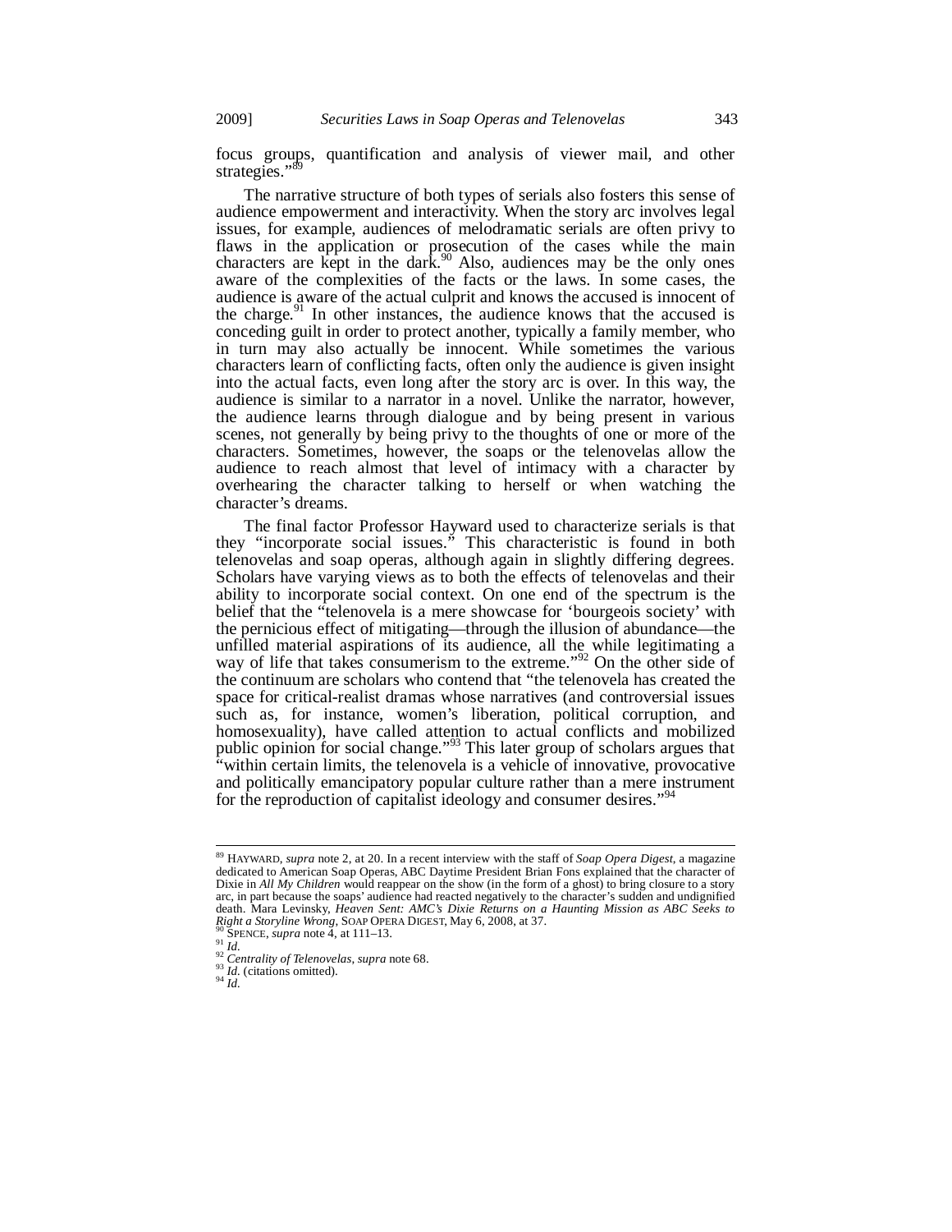focus groups, quantification and analysis of viewer mail, and other strategies."[89]

The narrative structure of both types of serials also fosters this sense of audience empowerment and interactivity. When the story arc involves legal issues, for example, audiences of melodramatic serials are often privy to flaws in the application or prosecution of the cases while the main characters are kept in the dark.[90] Also, audiences may be the only ones aware of the complexities of the facts or the laws. In some cases, the audience is aware of the actual culprit and knows the accused is innocent of the charge.[91] In other instances, the audience knows that the accused is conceding guilt in order to protect another, typically a family member, who in turn may also actually be innocent. While sometimes the various characters learn of conflicting facts, often only the audience is given insight into the actual facts, even long after the story arc is over. In this way, the audience is similar to a narrator in a novel. Unlike the narrator, however, the audience learns through dialogue and by being present in various scenes, not generally by being privy to the thoughts of one or more of the characters. Sometimes, however, the soaps or the telenovelas allow the audience to reach almost that level of intimacy with a character by overhearing the character talking to herself or when watching the character's dreams.

The final factor Professor Hayward used to characterize serials is that they "incorporate social issues." This characteristic is found in both telenovelas and soap operas, although again in slightly differing degrees. Scholars have varying views as to both the effects of telenovelas and their ability to incorporate social context. On one end of the spectrum is the belief that the "telenovela is a mere showcase for 'bourgeois society' with the pernicious effect of mitigating—through the illusion of abundance—the unfilled material aspirations of its audience, all the while legitimating a way of life that takes consumerism to the extreme."[92] On the other side of the continuum are scholars who contend that "the telenovela has created the space for critical-realist dramas whose narratives (and controversial issues such as, for instance, women's liberation, political corruption, and homosexuality), have called attention to actual conflicts and mobilized public opinion for social change."[93] This later group of scholars argues that "within certain limits, the telenovela is a vehicle of innovative, provocative and politically emancipatory popular culture rather than a mere instrument for the reproduction of capitalist ideology and consumer desires."[94]

---

[89] HAYWARD, *supra* note 2, at 20. In a recent interview with the staff of *Soap Opera Digest*, a magazine dedicated to American Soap Operas, ABC Daytime President Brian Fons explained that the character of Dixie in *All My Children* would reappear on the show (in the form of a ghost) to bring closure to a story arc, in part because the soaps' audience had reacted negatively to the character's sudden and undignified death. Mara Levinsky, *Heaven Sent: AMC's Dixie Returns on a Haunting Mission as ABC Seeks to Right a Storyline Wrong*, SOAP OPERA DIGEST, May 6, 2008, at 37.

[90] SPENCE, *supra* note 4, at 111–13.

[91] *Id.*

[92] *Centrality of Telenovelas*, *supra* note 68.

[93] *Id.* (citations omitted).

[94] *Id.*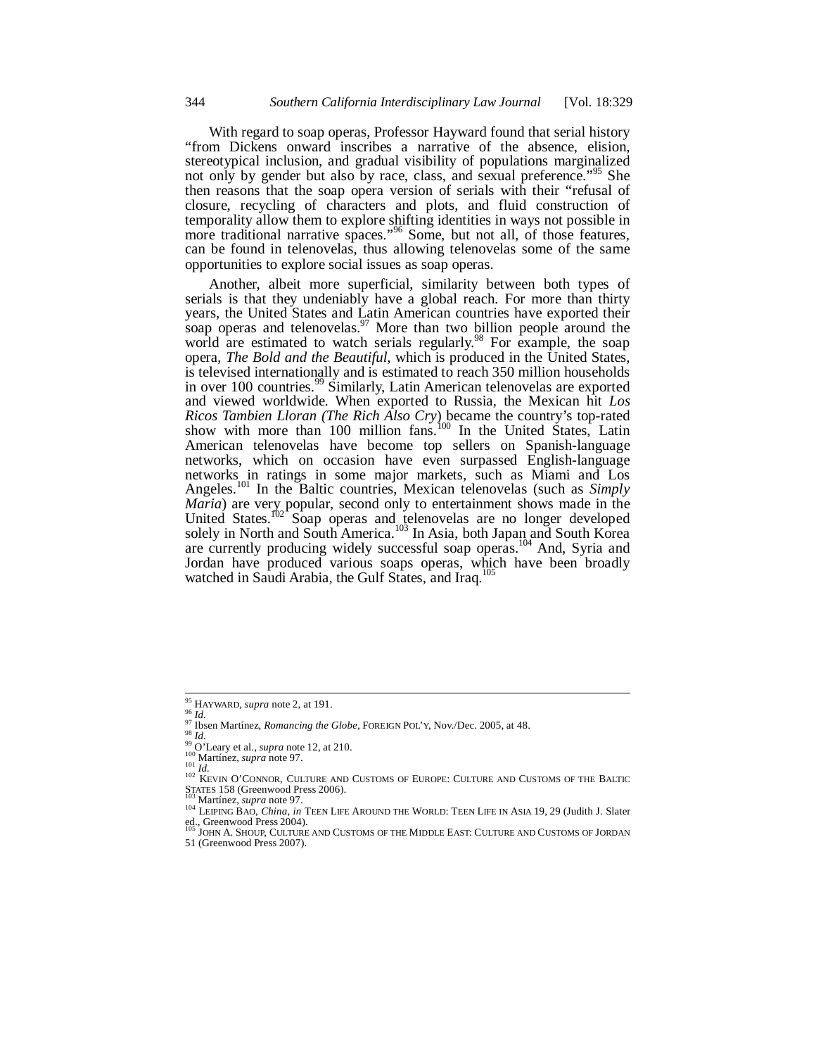With regard to soap operas, Professor Hayward found that serial history "from Dickens onward inscribes a narrative of the absence, elision, stereotypical inclusion, and gradual visibility of populations marginalized not only by gender but also by race, class, and sexual preference."[95] She then reasons that the soap opera version of serials with their "refusal of closure, recycling of characters and plots, and fluid construction of temporality allow them to explore shifting identities in ways not possible in more traditional narrative spaces."[96] Some, but not all, of those features, can be found in telenovelas, thus allowing telenovelas some of the same opportunities to explore social issues as soap operas.

Another, albeit more superficial, similarity between both types of serials is that they undeniably have a global reach. For more than thirty years, the United States and Latin American countries have exported their soap operas and telenovelas.[97] More than two billion people around the world are estimated to watch serials regularly.[98] For example, the soap opera, *The Bold and the Beautiful*, which is produced in the United States, is televised internationally and is estimated to reach 350 million households in over 100 countries.[99] Similarly, Latin American telenovelas are exported and viewed worldwide. When exported to Russia, the Mexican hit *Los Ricos Tambien Lloran (The Rich Also Cry)* became the country's top-rated show with more than 100 million fans.[100] In the United States, Latin American telenovelas have become top sellers on Spanish-language networks, which on occasion have even surpassed English-language networks in ratings in some major markets, such as Miami and Los Angeles.[101] In the Baltic countries, Mexican telenovelas (such as *Simply Maria*) are very popular, second only to entertainment shows made in the United States.[102] Soap operas and telenovelas are no longer developed solely in North and South America.[103] In Asia, both Japan and South Korea are currently producing widely successful soap operas.[104] And, Syria and Jordan have produced various soaps operas, which have been broadly watched in Saudi Arabia, the Gulf States, and Iraq.[105]

---

[95] HAYWARD, *supra* note 2, at 191.
[96] *Id.*
[97] Ibsen Martínez, *Romancing the Globe*, FOREIGN POL'Y, Nov./Dec. 2005, at 48.
[98] *Id.*
[99] O'Leary et al., *supra* note 12, at 210.
[100] Martínez, *supra* note 97.
[101] *Id.*
[102] KEVIN O'CONNOR, CULTURE AND CUSTOMS OF EUROPE: CULTURE AND CUSTOMS OF THE BALTIC STATES 158 (Greenwood Press 2006).
[103] Martínez, *supra* note 97.
[104] LEIPING BAO, *China*, *in* TEEN LIFE AROUND THE WORLD: TEEN LIFE IN ASIA 19, 29 (Judith J. Slater ed., Greenwood Press 2004).
[105] JOHN A. SHOUP, CULTURE AND CUSTOMS OF THE MIDDLE EAST: CULTURE AND CUSTOMS OF JORDAN 51 (Greenwood Press 2007).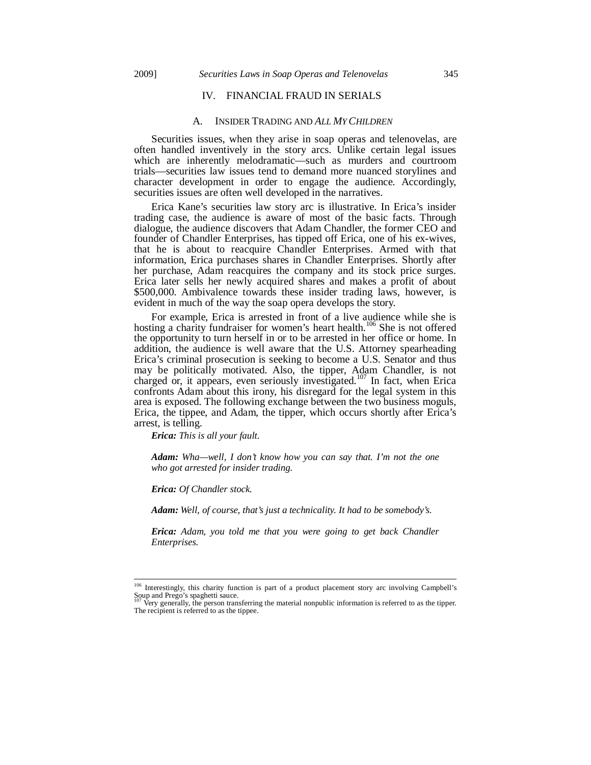## IV. FINANCIAL FRAUD IN SERIALS

### A. INSIDER TRADING AND *ALL MY CHILDREN*

Securities issues, when they arise in soap operas and telenovelas, are often handled inventively in the story arcs. Unlike certain legal issues which are inherently melodramatic—such as murders and courtroom trials—securities law issues tend to demand more nuanced storylines and character development in order to engage the audience. Accordingly, securities issues are often well developed in the narratives.

Erica Kane's securities law story arc is illustrative. In Erica's insider trading case, the audience is aware of most of the basic facts. Through dialogue, the audience discovers that Adam Chandler, the former CEO and founder of Chandler Enterprises, has tipped off Erica, one of his ex-wives, that he is about to reacquire Chandler Enterprises. Armed with that information, Erica purchases shares in Chandler Enterprises. Shortly after her purchase, Adam reacquires the company and its stock price surges. Erica later sells her newly acquired shares and makes a profit of about \$500,000. Ambivalence towards these insider trading laws, however, is evident in much of the way the soap opera develops the story.

For example, Erica is arrested in front of a live audience while she is hosting a charity fundraiser for women's heart health.[106] She is not offered the opportunity to turn herself in or to be arrested in her office or home. In addition, the audience is well aware that the U.S. Attorney spearheading Erica's criminal prosecution is seeking to become a U.S. Senator and thus may be politically motivated. Also, the tipper, Adam Chandler, is not charged or, it appears, even seriously investigated.[107] In fact, when Erica confronts Adam about this irony, his disregard for the legal system in this area is exposed. The following exchange between the two business moguls, Erica, the tippee, and Adam, the tipper, which occurs shortly after Erica's arrest, is telling.

> ***Erica:*** *This is all your fault.*
>
> ***Adam:*** *Wha—well, I don't know how you can say that. I'm not the one who got arrested for insider trading.*
>
> ***Erica:*** *Of Chandler stock.*
>
> ***Adam:*** *Well, of course, that's just a technicality. It had to be somebody's.*
>
> ***Erica:*** *Adam, you told me that you were going to get back Chandler Enterprises.*

---

[106] Interestingly, this charity function is part of a product placement story arc involving Campbell's Soup and Prego's spaghetti sauce.

[107] Very generally, the person transferring the material nonpublic information is referred to as the tipper. The recipient is referred to as the tippee.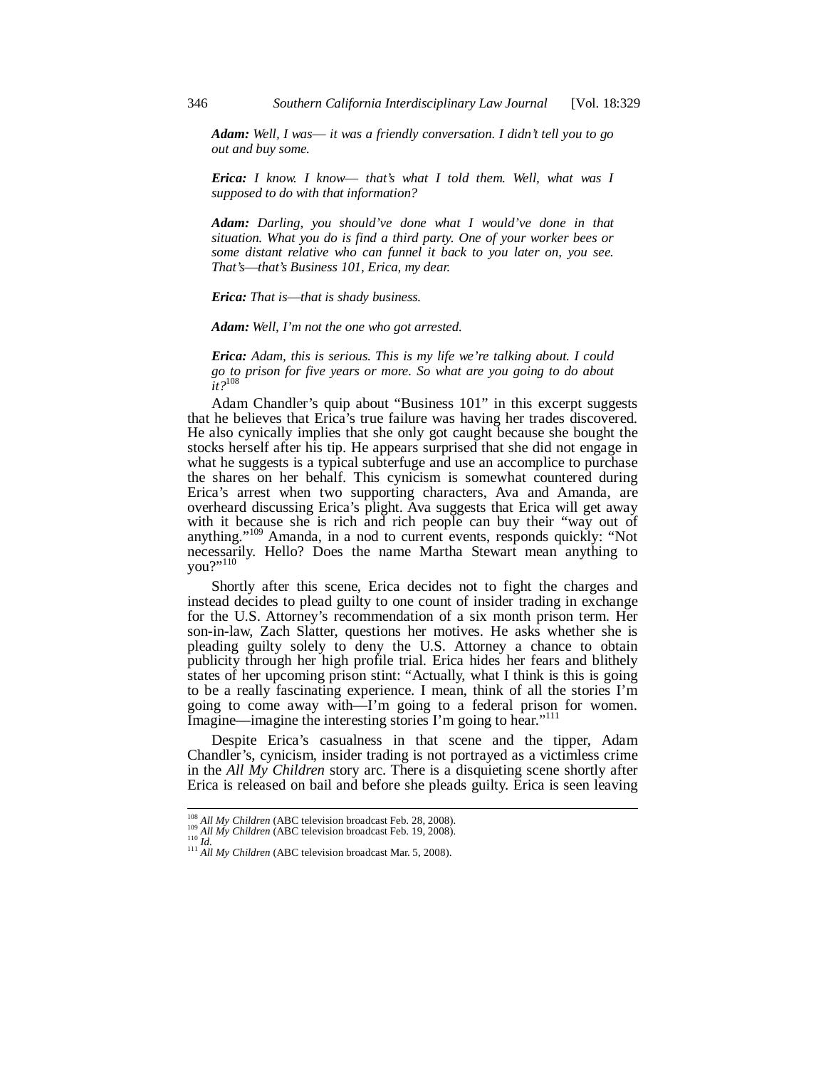***Adam:*** *Well, I was— it was a friendly conversation. I didn't tell you to go out and buy some.*

***Erica:*** *I know. I know— that's what I told them. Well, what was I supposed to do with that information?*

***Adam:*** *Darling, you should've done what I would've done in that situation. What you do is find a third party. One of your worker bees or some distant relative who can funnel it back to you later on, you see. That's—that's Business 101, Erica, my dear.*

***Erica:*** *That is—that is shady business.*

***Adam:*** *Well, I'm not the one who got arrested.*

***Erica:*** *Adam, this is serious. This is my life we're talking about. I could go to prison for five years or more. So what are you going to do about it?*[108]

Adam Chandler's quip about "Business 101" in this excerpt suggests that he believes that Erica's true failure was having her trades discovered. He also cynically implies that she only got caught because she bought the stocks herself after his tip. He appears surprised that she did not engage in what he suggests is a typical subterfuge and use an accomplice to purchase the shares on her behalf. This cynicism is somewhat countered during Erica's arrest when two supporting characters, Ava and Amanda, are overheard discussing Erica's plight. Ava suggests that Erica will get away with it because she is rich and rich people can buy their "way out of anything."[109] Amanda, in a nod to current events, responds quickly: "Not necessarily. Hello? Does the name Martha Stewart mean anything to you?"[110]

Shortly after this scene, Erica decides not to fight the charges and instead decides to plead guilty to one count of insider trading in exchange for the U.S. Attorney's recommendation of a six month prison term. Her son-in-law, Zach Slatter, questions her motives. He asks whether she is pleading guilty solely to deny the U.S. Attorney a chance to obtain publicity through her high profile trial. Erica hides her fears and blithely states of her upcoming prison stint: "Actually, what I think is this is going to be a really fascinating experience. I mean, think of all the stories I'm going to come away with—I'm going to a federal prison for women. Imagine—imagine the interesting stories I'm going to hear."[111]

Despite Erica's casualness in that scene and the tipper, Adam Chandler's, cynicism, insider trading is not portrayed as a victimless crime in the *All My Children* story arc. There is a disquieting scene shortly after Erica is released on bail and before she pleads guilty. Erica is seen leaving

---

[108] *All My Children* (ABC television broadcast Feb. 28, 2008).

[109] *All My Children* (ABC television broadcast Feb. 19, 2008).

[110] *Id.*

[111] *All My Children* (ABC television broadcast Mar. 5, 2008).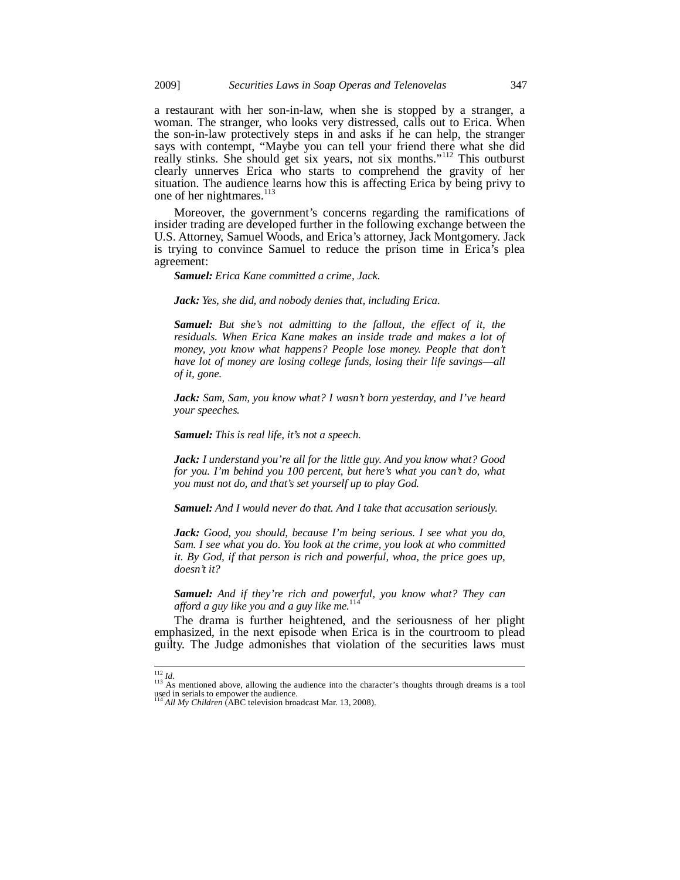a restaurant with her son-in-law, when she is stopped by a stranger, a woman. The stranger, who looks very distressed, calls out to Erica. When the son-in-law protectively steps in and asks if he can help, the stranger says with contempt, "Maybe you can tell your friend there what she did really stinks. She should get six years, not six months."[112] This outburst clearly unnerves Erica who starts to comprehend the gravity of her situation. The audience learns how this is affecting Erica by being privy to one of her nightmares.[113]

Moreover, the government's concerns regarding the ramifications of insider trading are developed further in the following exchange between the U.S. Attorney, Samuel Woods, and Erica's attorney, Jack Montgomery. Jack is trying to convince Samuel to reduce the prison time in Erica's plea agreement:

> ***Samuel:*** *Erica Kane committed a crime, Jack.*
>
> ***Jack:*** *Yes, she did, and nobody denies that, including Erica.*
>
> ***Samuel:*** *But she's not admitting to the fallout, the effect of it, the residuals. When Erica Kane makes an inside trade and makes a lot of money, you know what happens? People lose money. People that don't have lot of money are losing college funds, losing their life savings—all of it, gone.*
>
> ***Jack:*** *Sam, Sam, you know what? I wasn't born yesterday, and I've heard your speeches.*
>
> ***Samuel:*** *This is real life, it's not a speech.*
>
> ***Jack:*** *I understand you're all for the little guy. And you know what? Good for you. I'm behind you 100 percent, but here's what you can't do, what you must not do, and that's set yourself up to play God.*
>
> ***Samuel:*** *And I would never do that. And I take that accusation seriously.*
>
> ***Jack:*** *Good, you should, because I'm being serious. I see what you do, Sam. I see what you do. You look at the crime, you look at who committed it. By God, if that person is rich and powerful, whoa, the price goes up, doesn't it?*
>
> ***Samuel:*** *And if they're rich and powerful, you know what? They can afford a guy like you and a guy like me.*[114]

The drama is further heightened, and the seriousness of her plight emphasized, in the next episode when Erica is in the courtroom to plead guilty. The Judge admonishes that violation of the securities laws must

---

[112] *Id.*

[113] As mentioned above, allowing the audience into the character's thoughts through dreams is a tool used in serials to empower the audience.

[114] *All My Children* (ABC television broadcast Mar. 13, 2008).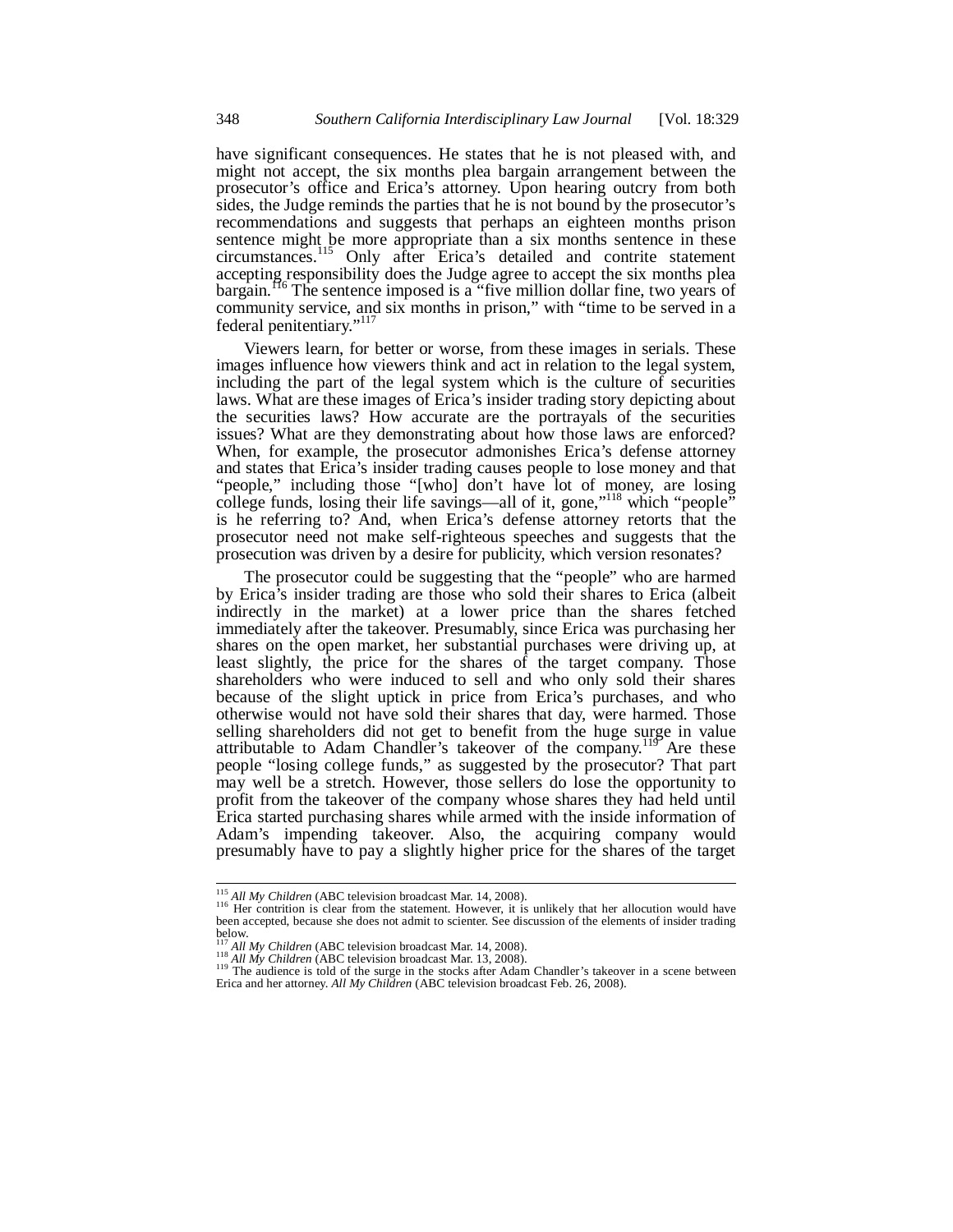have significant consequences. He states that he is not pleased with, and might not accept, the six months plea bargain arrangement between the prosecutor's office and Erica's attorney. Upon hearing outcry from both sides, the Judge reminds the parties that he is not bound by the prosecutor's recommendations and suggests that perhaps an eighteen months prison sentence might be more appropriate than a six months sentence in these circumstances.[115] Only after Erica's detailed and contrite statement accepting responsibility does the Judge agree to accept the six months plea bargain.[116] The sentence imposed is a "five million dollar fine, two years of community service, and six months in prison," with "time to be served in a federal penitentiary."[117]

Viewers learn, for better or worse, from these images in serials. These images influence how viewers think and act in relation to the legal system, including the part of the legal system which is the culture of securities laws. What are these images of Erica's insider trading story depicting about the securities laws? How accurate are the portrayals of the securities issues? What are they demonstrating about how those laws are enforced? When, for example, the prosecutor admonishes Erica's defense attorney and states that Erica's insider trading causes people to lose money and that "people," including those "[who] don't have lot of money, are losing college funds, losing their life savings—all of it, gone,"[118] which "people" is he referring to? And, when Erica's defense attorney retorts that the prosecutor need not make self-righteous speeches and suggests that the prosecution was driven by a desire for publicity, which version resonates?

The prosecutor could be suggesting that the "people" who are harmed by Erica's insider trading are those who sold their shares to Erica (albeit indirectly in the market) at a lower price than the shares fetched immediately after the takeover. Presumably, since Erica was purchasing her shares on the open market, her substantial purchases were driving up, at least slightly, the price for the shares of the target company. Those shareholders who were induced to sell and who only sold their shares because of the slight uptick in price from Erica's purchases, and who otherwise would not have sold their shares that day, were harmed. Those selling shareholders did not get to benefit from the huge surge in value attributable to Adam Chandler's takeover of the company.[119] Are these people "losing college funds," as suggested by the prosecutor? That part may well be a stretch. However, those sellers do lose the opportunity to profit from the takeover of the company whose shares they had held until Erica started purchasing shares while armed with the inside information of Adam's impending takeover. Also, the acquiring company would presumably have to pay a slightly higher price for the shares of the target

---

[115] *All My Children* (ABC television broadcast Mar. 14, 2008).

[116] Her contrition is clear from the statement. However, it is unlikely that her allocution would have been accepted, because she does not admit to scienter. See discussion of the elements of insider trading below.

[117] *All My Children* (ABC television broadcast Mar. 14, 2008).

[118] *All My Children* (ABC television broadcast Mar. 13, 2008).

[119] The audience is told of the surge in the stocks after Adam Chandler's takeover in a scene between Erica and her attorney. *All My Children* (ABC television broadcast Feb. 26, 2008).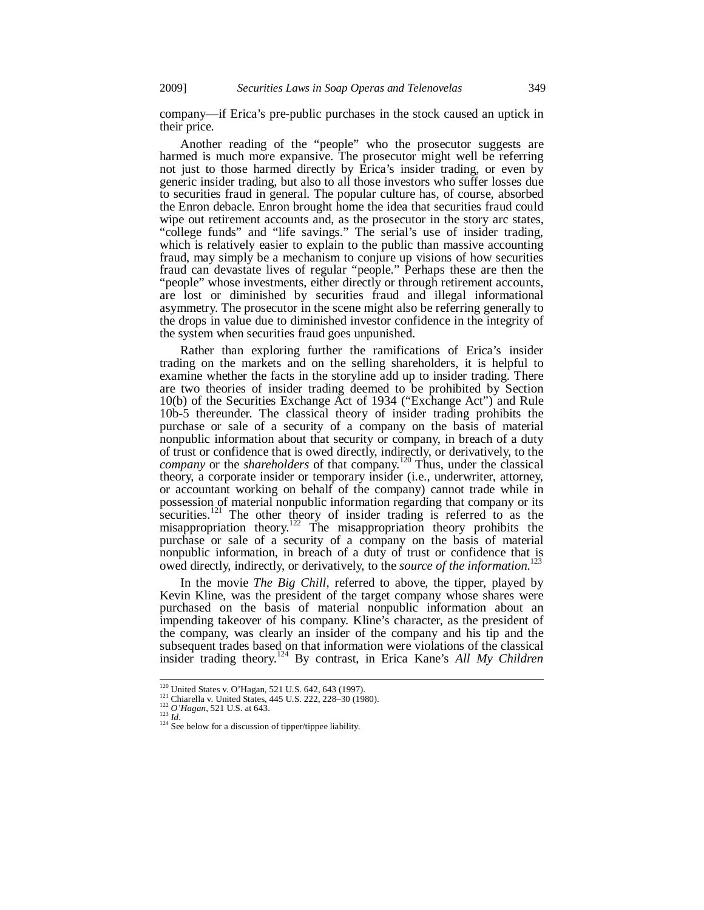company—if Erica's pre-public purchases in the stock caused an uptick in their price.

Another reading of the "people" who the prosecutor suggests are harmed is much more expansive. The prosecutor might well be referring not just to those harmed directly by Erica's insider trading, or even by generic insider trading, but also to all those investors who suffer losses due to securities fraud in general. The popular culture has, of course, absorbed the Enron debacle. Enron brought home the idea that securities fraud could wipe out retirement accounts and, as the prosecutor in the story arc states, "college funds" and "life savings." The serial's use of insider trading, which is relatively easier to explain to the public than massive accounting fraud, may simply be a mechanism to conjure up visions of how securities fraud can devastate lives of regular "people." Perhaps these are then the "people" whose investments, either directly or through retirement accounts, are lost or diminished by securities fraud and illegal informational asymmetry. The prosecutor in the scene might also be referring generally to the drops in value due to diminished investor confidence in the integrity of the system when securities fraud goes unpunished.

Rather than exploring further the ramifications of Erica's insider trading on the markets and on the selling shareholders, it is helpful to examine whether the facts in the storyline add up to insider trading. There are two theories of insider trading deemed to be prohibited by Section 10(b) of the Securities Exchange Act of 1934 ("Exchange Act") and Rule 10b-5 thereunder. The classical theory of insider trading prohibits the purchase or sale of a security of a company on the basis of material nonpublic information about that security or company, in breach of a duty of trust or confidence that is owed directly, indirectly, or derivatively, to the *company* or the *shareholders* of that company.[120] Thus, under the classical theory, a corporate insider or temporary insider (i.e., underwriter, attorney, or accountant working on behalf of the company) cannot trade while in possession of material nonpublic information regarding that company or its securities.[121] The other theory of insider trading is referred to as the misappropriation theory.[122] The misappropriation theory prohibits the purchase or sale of a security of a company on the basis of material nonpublic information, in breach of a duty of trust or confidence that is owed directly, indirectly, or derivatively, to the *source of the information*.[123]

In the movie *The Big Chill*, referred to above, the tipper, played by Kevin Kline, was the president of the target company whose shares were purchased on the basis of material nonpublic information about an impending takeover of his company. Kline's character, as the president of the company, was clearly an insider of the company and his tip and the subsequent trades based on that information were violations of the classical insider trading theory.[124] By contrast, in Erica Kane's *All My Children*

---

[120] United States v. O'Hagan, 521 U.S. 642, 643 (1997).

[121] Chiarella v. United States, 445 U.S. 222, 228–30 (1980).

[122] *O'Hagan*, 521 U.S. at 643.

[123] *Id.*

[124] See below for a discussion of tipper/tippee liability.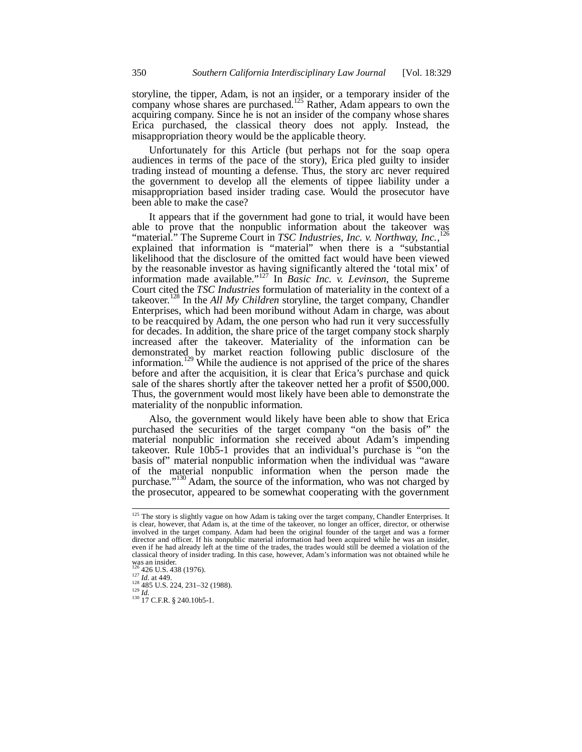storyline, the tipper, Adam, is not an insider, or a temporary insider of the company whose shares are purchased.[125] Rather, Adam appears to own the acquiring company. Since he is not an insider of the company whose shares Erica purchased, the classical theory does not apply. Instead, the misappropriation theory would be the applicable theory.

Unfortunately for this Article (but perhaps not for the soap opera audiences in terms of the pace of the story), Erica pled guilty to insider trading instead of mounting a defense. Thus, the story arc never required the government to develop all the elements of tippee liability under a misappropriation based insider trading case. Would the prosecutor have been able to make the case?

It appears that if the government had gone to trial, it would have been able to prove that the nonpublic information about the takeover was "material." The Supreme Court in *TSC Industries, Inc. v. Northway, Inc.*,[126] explained that information is "material" when there is a "substantial likelihood that the disclosure of the omitted fact would have been viewed by the reasonable investor as having significantly altered the 'total mix' of information made available."[127] In *Basic Inc. v. Levinson*, the Supreme Court cited the *TSC Industries* formulation of materiality in the context of a takeover.[128] In the *All My Children* storyline, the target company, Chandler Enterprises, which had been moribund without Adam in charge, was about to be reacquired by Adam, the one person who had run it very successfully for decades. In addition, the share price of the target company stock sharply increased after the takeover. Materiality of the information can be demonstrated by market reaction following public disclosure of the information.[129] While the audience is not apprised of the price of the shares before and after the acquisition, it is clear that Erica's purchase and quick sale of the shares shortly after the takeover netted her a profit of $500,000. Thus, the government would most likely have been able to demonstrate the materiality of the nonpublic information.

Also, the government would likely have been able to show that Erica purchased the securities of the target company "on the basis of" the material nonpublic information she received about Adam's impending takeover. Rule 10b5-1 provides that an individual's purchase is "on the basis of" material nonpublic information when the individual was "aware of the material nonpublic information when the person made the purchase."[130] Adam, the source of the information, who was not charged by the prosecutor, appeared to be somewhat cooperating with the government

---

[125] The story is slightly vague on how Adam is taking over the target company, Chandler Enterprises. It is clear, however, that Adam is, at the time of the takeover, no longer an officer, director, or otherwise involved in the target company. Adam had been the original founder of the target and was a former director and officer. If his nonpublic material information had been acquired while he was an insider, even if he had already left at the time of the trades, the trades would still be deemed a violation of the classical theory of insider trading. In this case, however, Adam's information was not obtained while he was an insider.

[126] 426 U.S. 438 (1976).

[127] *Id.* at 449.

[128] 485 U.S. 224, 231–32 (1988).

[129] *Id.*

[130] 17 C.F.R. § 240.10b5-1.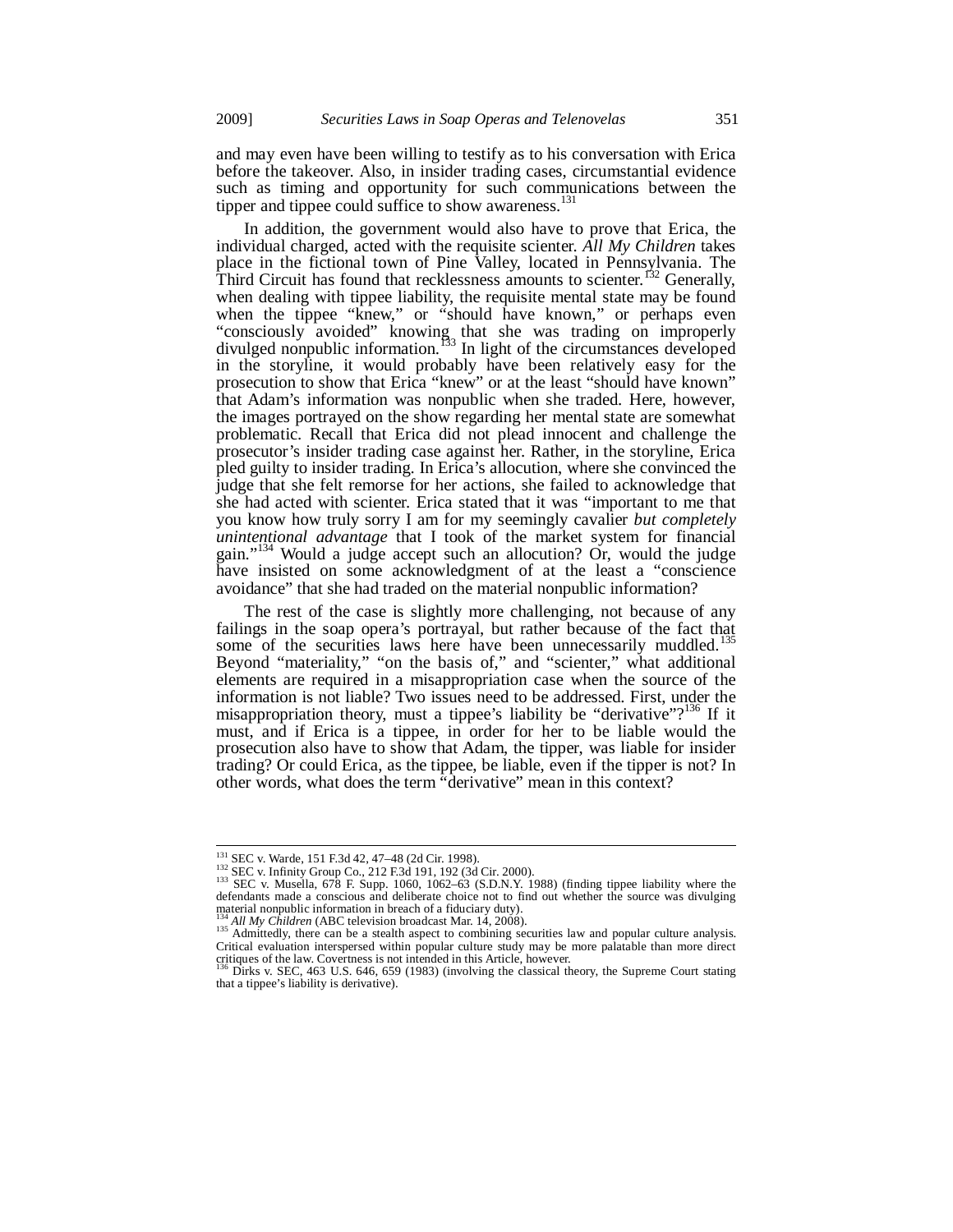and may even have been willing to testify as to his conversation with Erica before the takeover. Also, in insider trading cases, circumstantial evidence such as timing and opportunity for such communications between the tipper and tippee could suffice to show awareness.[131]

In addition, the government would also have to prove that Erica, the individual charged, acted with the requisite scienter. *All My Children* takes place in the fictional town of Pine Valley, located in Pennsylvania. The Third Circuit has found that recklessness amounts to scienter.[132] Generally, when dealing with tippee liability, the requisite mental state may be found when the tippee "knew," or "should have known," or perhaps even "consciously avoided" knowing that she was trading on improperly divulged nonpublic information.[133] In light of the circumstances developed in the storyline, it would probably have been relatively easy for the prosecution to show that Erica "knew" or at the least "should have known" that Adam's information was nonpublic when she traded. Here, however, the images portrayed on the show regarding her mental state are somewhat problematic. Recall that Erica did not plead innocent and challenge the prosecutor's insider trading case against her. Rather, in the storyline, Erica pled guilty to insider trading. In Erica's allocution, where she convinced the judge that she felt remorse for her actions, she failed to acknowledge that she had acted with scienter. Erica stated that it was "important to me that you know how truly sorry I am for my seemingly cavalier *but completely unintentional advantage* that I took of the market system for financial gain."[134] Would a judge accept such an allocution? Or, would the judge have insisted on some acknowledgment of at the least a "conscience avoidance" that she had traded on the material nonpublic information?

The rest of the case is slightly more challenging, not because of any failings in the soap opera's portrayal, but rather because of the fact that some of the securities laws here have been unnecessarily muddled.[135] Beyond "materiality," "on the basis of," and "scienter," what additional elements are required in a misappropriation case when the source of the information is not liable? Two issues need to be addressed. First, under the misappropriation theory, must a tippee's liability be "derivative"?[136] If it must, and if Erica is a tippee, in order for her to be liable would the prosecution also have to show that Adam, the tipper, was liable for insider trading? Or could Erica, as the tippee, be liable, even if the tipper is not? In other words, what does the term "derivative" mean in this context?

---

[131] SEC v. Warde, 151 F.3d 42, 47–48 (2d Cir. 1998).

[132] SEC v. Infinity Group Co., 212 F.3d 191, 192 (3d Cir. 2000).

[133] SEC v. Musella, 678 F. Supp. 1060, 1062–63 (S.D.N.Y. 1988) (finding tippee liability where the defendants made a conscious and deliberate choice not to find out whether the source was divulging material nonpublic information in breach of a fiduciary duty).

[134] *All My Children* (ABC television broadcast Mar. 14, 2008).

[135] Admittedly, there can be a stealth aspect to combining securities law and popular culture analysis. Critical evaluation interspersed within popular culture study may be more palatable than more direct critiques of the law. Covertness is not intended in this Article, however.

[136] Dirks v. SEC, 463 U.S. 646, 659 (1983) (involving the classical theory, the Supreme Court stating that a tippee's liability is derivative).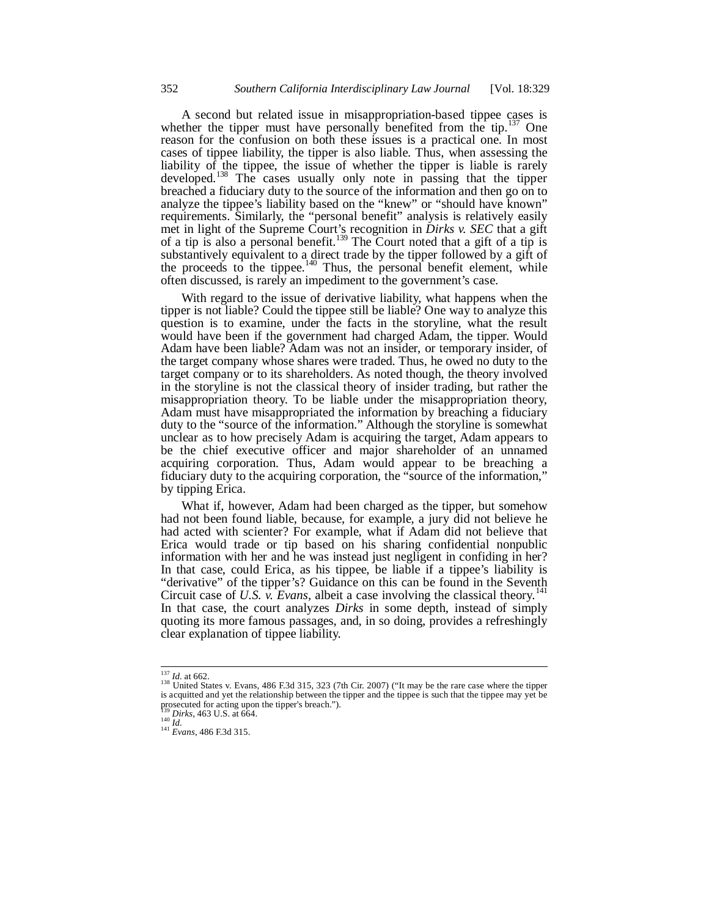A second but related issue in misappropriation-based tippee cases is whether the tipper must have personally benefited from the tip.[137] One reason for the confusion on both these issues is a practical one. In most cases of tippee liability, the tipper is also liable. Thus, when assessing the liability of the tippee, the issue of whether the tipper is liable is rarely developed.[138] The cases usually only note in passing that the tipper breached a fiduciary duty to the source of the information and then go on to analyze the tippee's liability based on the "knew" or "should have known" requirements. Similarly, the "personal benefit" analysis is relatively easily met in light of the Supreme Court's recognition in *Dirks v. SEC* that a gift of a tip is also a personal benefit.[139] The Court noted that a gift of a tip is substantively equivalent to a direct trade by the tipper followed by a gift of the proceeds to the tippee.[140] Thus, the personal benefit element, while often discussed, is rarely an impediment to the government's case.

With regard to the issue of derivative liability, what happens when the tipper is not liable? Could the tippee still be liable? One way to analyze this question is to examine, under the facts in the storyline, what the result would have been if the government had charged Adam, the tipper. Would Adam have been liable? Adam was not an insider, or temporary insider, of the target company whose shares were traded. Thus, he owed no duty to the target company or to its shareholders. As noted though, the theory involved in the storyline is not the classical theory of insider trading, but rather the misappropriation theory. To be liable under the misappropriation theory, Adam must have misappropriated the information by breaching a fiduciary duty to the "source of the information." Although the storyline is somewhat unclear as to how precisely Adam is acquiring the target, Adam appears to be the chief executive officer and major shareholder of an unnamed acquiring corporation. Thus, Adam would appear to be breaching a fiduciary duty to the acquiring corporation, the "source of the information," by tipping Erica.

What if, however, Adam had been charged as the tipper, but somehow had not been found liable, because, for example, a jury did not believe he had acted with scienter? For example, what if Adam did not believe that Erica would trade or tip based on his sharing confidential nonpublic information with her and he was instead just negligent in confiding in her? In that case, could Erica, as his tippee, be liable if a tippee's liability is "derivative" of the tipper's? Guidance on this can be found in the Seventh Circuit case of *U.S. v. Evans*, albeit a case involving the classical theory.[141] In that case, the court analyzes *Dirks* in some depth, instead of simply quoting its more famous passages, and, in so doing, provides a refreshingly clear explanation of tippee liability.

---

[137] *Id.* at 662.

[138] United States v. Evans, 486 F.3d 315, 323 (7th Cir. 2007) ("It may be the rare case where the tipper is acquitted and yet the relationship between the tipper and the tippee is such that the tippee may yet be prosecuted for acting upon the tipper's breach.").

[139] *Dirks*, 463 U.S. at 664.

[140] *Id.*

[141] *Evans*, 486 F.3d 315.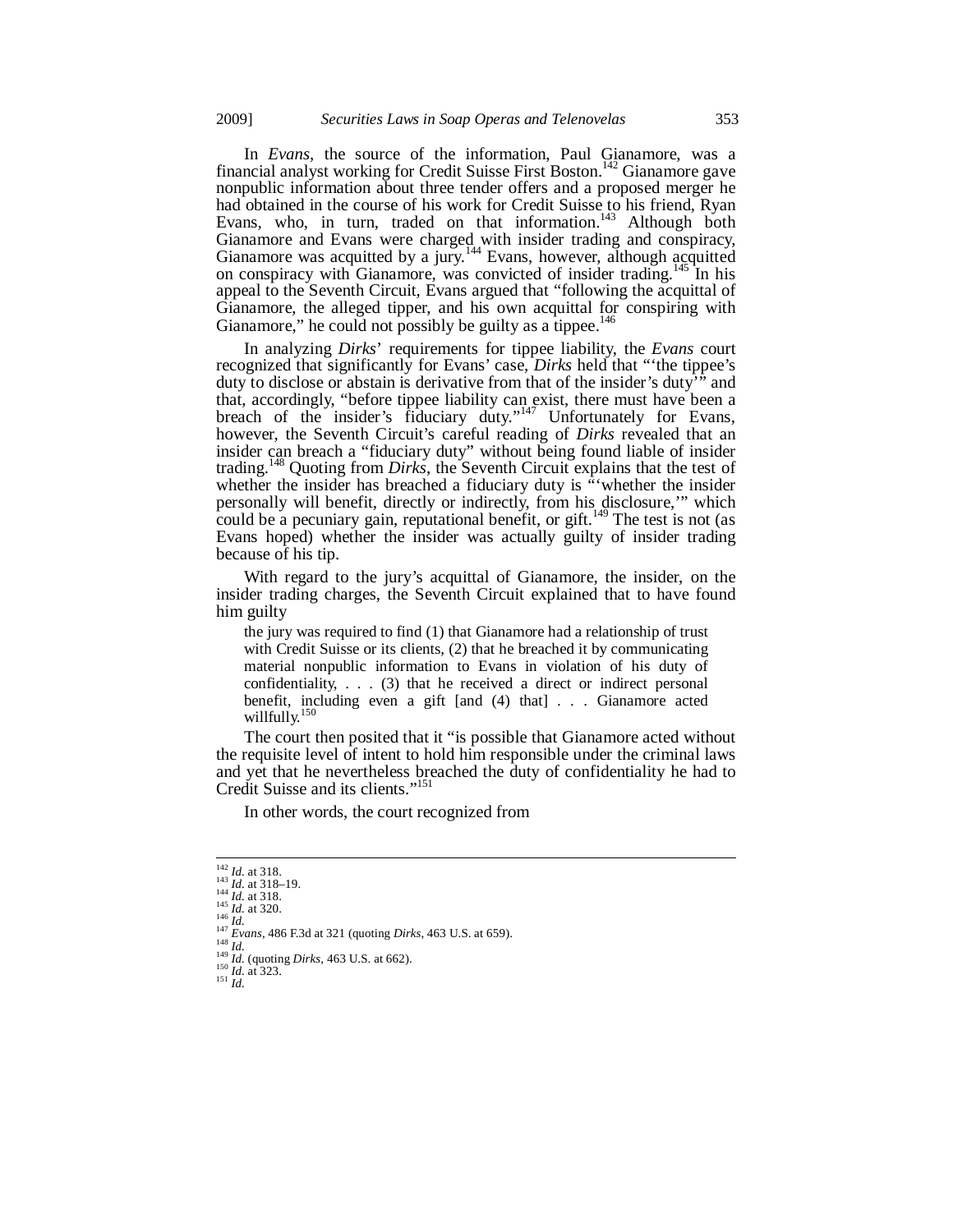In *Evans*, the source of the information, Paul Gianamore, was a financial analyst working for Credit Suisse First Boston.[142] Gianamore gave nonpublic information about three tender offers and a proposed merger he had obtained in the course of his work for Credit Suisse to his friend, Ryan Evans, who, in turn, traded on that information.[143] Although both Gianamore and Evans were charged with insider trading and conspiracy, Gianamore was acquitted by a jury.[144] Evans, however, although acquitted on conspiracy with Gianamore, was convicted of insider trading.[145] In his appeal to the Seventh Circuit, Evans argued that "following the acquittal of Gianamore, the alleged tipper, and his own acquittal for conspiring with Gianamore," he could not possibly be guilty as a tippee.[146]

In analyzing *Dirks*' requirements for tippee liability, the *Evans* court recognized that significantly for Evans' case, *Dirks* held that "'the tippee's duty to disclose or abstain is derivative from that of the insider's duty'" and that, accordingly, "before tippee liability can exist, there must have been a breach of the insider's fiduciary duty."[147] Unfortunately for Evans, however, the Seventh Circuit's careful reading of *Dirks* revealed that an insider can breach a "fiduciary duty" without being found liable of insider trading.[148] Quoting from *Dirks*, the Seventh Circuit explains that the test of whether the insider has breached a fiduciary duty is "'whether the insider personally will benefit, directly or indirectly, from his disclosure,'" which could be a pecuniary gain, reputational benefit, or gift.[149] The test is not (as Evans hoped) whether the insider was actually guilty of insider trading because of his tip.

With regard to the jury's acquittal of Gianamore, the insider, on the insider trading charges, the Seventh Circuit explained that to have found him guilty

> the jury was required to find (1) that Gianamore had a relationship of trust with Credit Suisse or its clients, (2) that he breached it by communicating material nonpublic information to Evans in violation of his duty of confidentiality, . . . (3) that he received a direct or indirect personal benefit, including even a gift [and (4) that] . . . Gianamore acted willfully.[150]

The court then posited that it "is possible that Gianamore acted without the requisite level of intent to hold him responsible under the criminal laws and yet that he nevertheless breached the duty of confidentiality he had to Credit Suisse and its clients."[151]

In other words, the court recognized from

---

[142] *Id.* at 318.
[143] *Id.* at 318–19.
[144] *Id.* at 318.
[145] *Id.* at 320.
[146] *Id.*
[147] *Evans*, 486 F.3d at 321 (quoting *Dirks*, 463 U.S. at 659).
[148] *Id.*
[149] *Id.* (quoting *Dirks*, 463 U.S. at 662).
[150] *Id.* at 323.
[151] *Id.*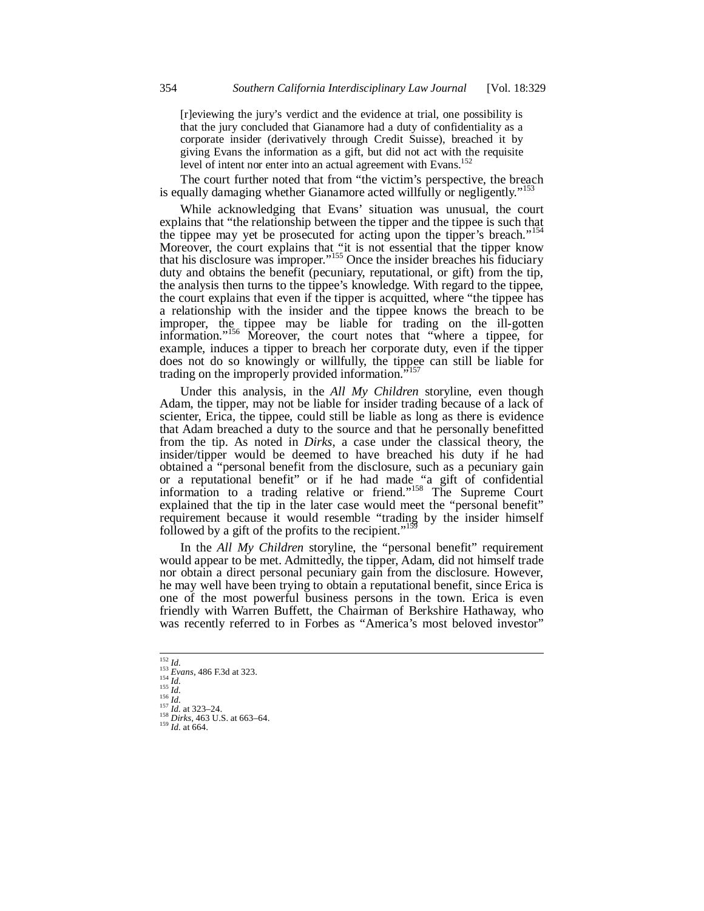> [r]eviewing the jury's verdict and the evidence at trial, one possibility is that the jury concluded that Gianamore had a duty of confidentiality as a corporate insider (derivatively through Credit Suisse), breached it by giving Evans the information as a gift, but did not act with the requisite level of intent nor enter into an actual agreement with Evans.[152]

The court further noted that from "the victim's perspective, the breach is equally damaging whether Gianamore acted willfully or negligently."[153]

While acknowledging that Evans' situation was unusual, the court explains that "the relationship between the tipper and the tippee is such that the tippee may yet be prosecuted for acting upon the tipper's breach."[154] Moreover, the court explains that "it is not essential that the tipper know that his disclosure was improper."[155] Once the insider breaches his fiduciary duty and obtains the benefit (pecuniary, reputational, or gift) from the tip, the analysis then turns to the tippee's knowledge. With regard to the tippee, the court explains that even if the tipper is acquitted, where "the tippee has a relationship with the insider and the tippee knows the breach to be improper, the tippee may be liable for trading on the ill-gotten information."[156] Moreover, the court notes that "where a tippee, for example, induces a tipper to breach her corporate duty, even if the tipper does not do so knowingly or willfully, the tippee can still be liable for trading on the improperly provided information."[157]

Under this analysis, in the *All My Children* storyline, even though Adam, the tipper, may not be liable for insider trading because of a lack of scienter, Erica, the tippee, could still be liable as long as there is evidence that Adam breached a duty to the source and that he personally benefitted from the tip. As noted in *Dirks*, a case under the classical theory, the insider/tipper would be deemed to have breached his duty if he had obtained a "personal benefit from the disclosure, such as a pecuniary gain or a reputational benefit" or if he had made "a gift of confidential information to a trading relative or friend."[158] The Supreme Court explained that the tip in the later case would meet the "personal benefit" requirement because it would resemble "trading by the insider himself followed by a gift of the profits to the recipient."[159]

In the *All My Children* storyline, the "personal benefit" requirement would appear to be met. Admittedly, the tipper, Adam, did not himself trade nor obtain a direct personal pecuniary gain from the disclosure. However, he may well have been trying to obtain a reputational benefit, since Erica is one of the most powerful business persons in the town. Erica is even friendly with Warren Buffett, the Chairman of Berkshire Hathaway, who was recently referred to in Forbes as "America's most beloved investor"

---

[152] *Id.*
[153] *Evans*, 486 F.3d at 323.
[154] *Id.*
[155] *Id.*
[156] *Id.*
[157] *Id.* at 323–24.
[158] *Dirks*, 463 U.S. at 663–64.
[159] *Id.* at 664.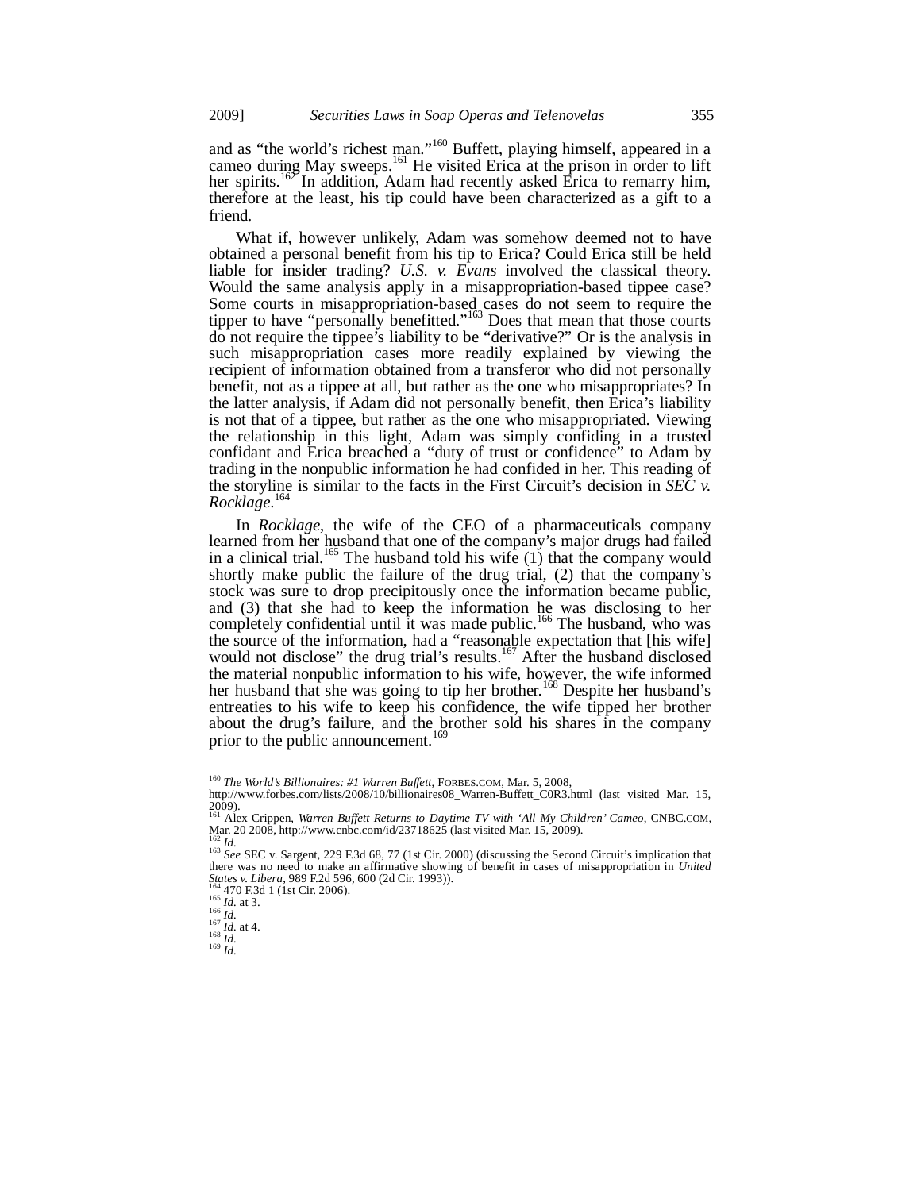and as "the world's richest man."[160] Buffett, playing himself, appeared in a cameo during May sweeps.[161] He visited Erica at the prison in order to lift her spirits.[162] In addition, Adam had recently asked Erica to remarry him, therefore at the least, his tip could have been characterized as a gift to a friend.

What if, however unlikely, Adam was somehow deemed not to have obtained a personal benefit from his tip to Erica? Could Erica still be held liable for insider trading? *U.S. v. Evans* involved the classical theory. Would the same analysis apply in a misappropriation-based tippee case? Some courts in misappropriation-based cases do not seem to require the tipper to have "personally benefitted."[163] Does that mean that those courts do not require the tippee's liability to be "derivative?" Or is the analysis in such misappropriation cases more readily explained by viewing the recipient of information obtained from a transferor who did not personally benefit, not as a tippee at all, but rather as the one who misappropriates? In the latter analysis, if Adam did not personally benefit, then Erica's liability is not that of a tippee, but rather as the one who misappropriated. Viewing the relationship in this light, Adam was simply confiding in a trusted confidant and Erica breached a "duty of trust or confidence" to Adam by trading in the nonpublic information he had confided in her. This reading of the storyline is similar to the facts in the First Circuit's decision in *SEC v. Rocklage*.[164]

In *Rocklage*, the wife of the CEO of a pharmaceuticals company learned from her husband that one of the company's major drugs had failed in a clinical trial.[165] The husband told his wife (1) that the company would shortly make public the failure of the drug trial, (2) that the company's stock was sure to drop precipitously once the information became public, and (3) that she had to keep the information he was disclosing to her completely confidential until it was made public.[166] The husband, who was the source of the information, had a "reasonable expectation that [his wife] would not disclose" the drug trial's results.[167] After the husband disclosed the material nonpublic information to his wife, however, the wife informed her husband that she was going to tip her brother.[168] Despite her husband's entreaties to his wife to keep his confidence, the wife tipped her brother about the drug's failure, and the brother sold his shares in the company prior to the public announcement.[169]

---

[160] *The World's Billionaires: #1 Warren Buffett*, FORBES.COM, Mar. 5, 2008, http://www.forbes.com/lists/2008/10/billionaires08_Warren-Buffett_C0R3.html (last visited Mar. 15, 2009).

[161] Alex Crippen, *Warren Buffett Returns to Daytime TV with 'All My Children' Cameo*, CNBC.COM, Mar. 20 2008, http://www.cnbc.com/id/23718625 (last visited Mar. 15, 2009).

[162] *Id.*

[163] *See* SEC v. Sargent, 229 F.3d 68, 77 (1st Cir. 2000) (discussing the Second Circuit's implication that there was no need to make an affirmative showing of benefit in cases of misappropriation in *United States v. Libera*, 989 F.2d 596, 600 (2d Cir. 1993)).

[164] 470 F.3d 1 (1st Cir. 2006).

[165] *Id.* at 3.

[166] *Id.*

[167] *Id.* at 4.

[168] *Id.*

[169] *Id.*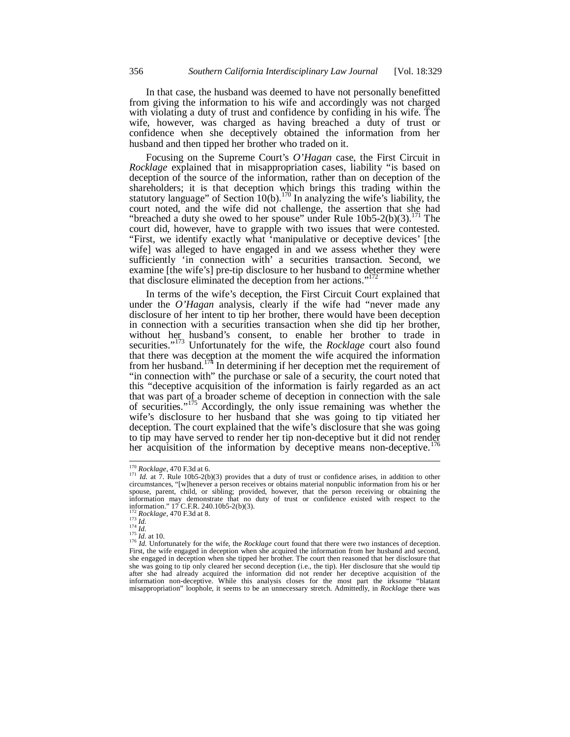In that case, the husband was deemed to have not personally benefitted from giving the information to his wife and accordingly was not charged with violating a duty of trust and confidence by confiding in his wife. The wife, however, was charged as having breached a duty of trust or confidence when she deceptively obtained the information from her husband and then tipped her brother who traded on it.

Focusing on the Supreme Court's *O'Hagan* case, the First Circuit in *Rocklage* explained that in misappropriation cases, liability "is based on deception of the source of the information, rather than on deception of the shareholders; it is that deception which brings this trading within the statutory language" of Section 10(b).[170] In analyzing the wife's liability, the court noted, and the wife did not challenge, the assertion that she had "breached a duty she owed to her spouse" under Rule 10b5-2(b)(3).[171] The court did, however, have to grapple with two issues that were contested. "First, we identify exactly what 'manipulative or deceptive devices' [the wife] was alleged to have engaged in and we assess whether they were sufficiently 'in connection with' a securities transaction. Second, we examine [the wife's] pre-tip disclosure to her husband to determine whether that disclosure eliminated the deception from her actions."[172]

In terms of the wife's deception, the First Circuit Court explained that under the *O'Hagan* analysis, clearly if the wife had "never made any disclosure of her intent to tip her brother, there would have been deception in connection with a securities transaction when she did tip her brother, without her husband's consent, to enable her brother to trade in securities."[173] Unfortunately for the wife, the *Rocklage* court also found that there was deception at the moment the wife acquired the information from her husband.[174] In determining if her deception met the requirement of "in connection with" the purchase or sale of a security, the court noted that this "deceptive acquisition of the information is fairly regarded as an act that was part of a broader scheme of deception in connection with the sale of securities."[175] Accordingly, the only issue remaining was whether the wife's disclosure to her husband that she was going to tip vitiated her deception. The court explained that the wife's disclosure that she was going to tip may have served to render her tip non-deceptive but it did not render her acquisition of the information by deceptive means non-deceptive.[176]

---

[170] *Rocklage*, 470 F.3d at 6.

[171] *Id.* at 7. Rule 10b5-2(b)(3) provides that a duty of trust or confidence arises, in addition to other circumstances, "[w]henever a person receives or obtains material nonpublic information from his or her spouse, parent, child, or sibling; provided, however, that the person receiving or obtaining the information may demonstrate that no duty of trust or confidence existed with respect to the information." 17 C.F.R. 240.10b5-2(b)(3).

[172] *Rocklage*, 470 F.3d at 8.

[173] *Id.*

[174] *Id.*

[175] *Id.* at 10.

[176] *Id.* Unfortunately for the wife, the *Rocklage* court found that there were two instances of deception. First, the wife engaged in deception when she acquired the information from her husband and second, she engaged in deception when she tipped her brother. The court then reasoned that her disclosure that she was going to tip only cleared her second deception (i.e., the tip). Her disclosure that she would tip after she had already acquired the information did not render her deceptive acquisition of the information non-deceptive. While this analysis closes for the most part the irksome "blatant misappropriation" loophole, it seems to be an unnecessary stretch. Admittedly, in *Rocklage* there was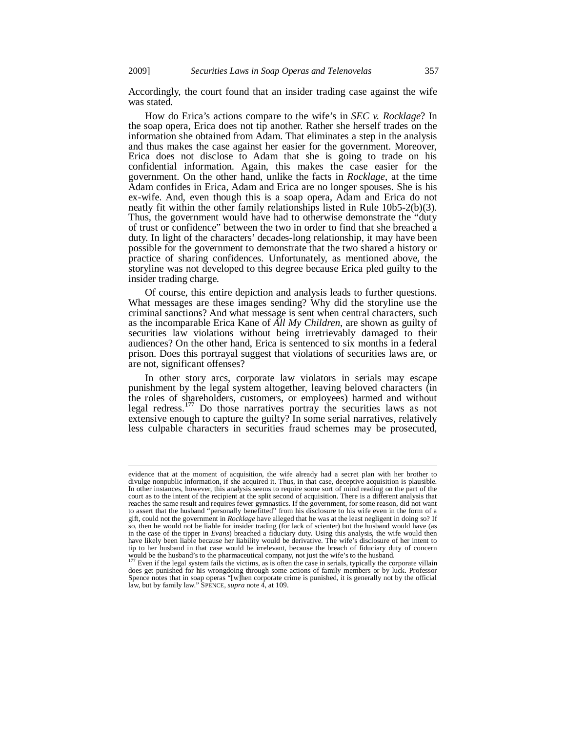Accordingly, the court found that an insider trading case against the wife was stated.

How do Erica's actions compare to the wife's in *SEC v. Rocklage*? In the soap opera, Erica does not tip another. Rather she herself trades on the information she obtained from Adam. That eliminates a step in the analysis and thus makes the case against her easier for the government. Moreover, Erica does not disclose to Adam that she is going to trade on his confidential information. Again, this makes the case easier for the government. On the other hand, unlike the facts in *Rocklage*, at the time Adam confides in Erica, Adam and Erica are no longer spouses. She is his ex-wife. And, even though this is a soap opera, Adam and Erica do not neatly fit within the other family relationships listed in Rule 10b5-2(b)(3). Thus, the government would have had to otherwise demonstrate the "duty of trust or confidence" between the two in order to find that she breached a duty. In light of the characters' decades-long relationship, it may have been possible for the government to demonstrate that the two shared a history or practice of sharing confidences. Unfortunately, as mentioned above, the storyline was not developed to this degree because Erica pled guilty to the insider trading charge.

Of course, this entire depiction and analysis leads to further questions. What messages are these images sending? Why did the storyline use the criminal sanctions? And what message is sent when central characters, such as the incomparable Erica Kane of *All My Children*, are shown as guilty of securities law violations without being irretrievably damaged to their audiences? On the other hand, Erica is sentenced to six months in a federal prison. Does this portrayal suggest that violations of securities laws are, or are not, significant offenses?

In other story arcs, corporate law violators in serials may escape punishment by the legal system altogether, leaving beloved characters (in the roles of shareholders, customers, or employees) harmed and without legal redress.[177] Do those narratives portray the securities laws as not extensive enough to capture the guilty? In some serial narratives, relatively less culpable characters in securities fraud schemes may be prosecuted,

---

evidence that at the moment of acquisition, the wife already had a secret plan with her brother to divulge nonpublic information, if she acquired it. Thus, in that case, deceptive acquisition is plausible. In other instances, however, this analysis seems to require some sort of mind reading on the part of the court as to the intent of the recipient at the split second of acquisition. There is a different analysis that reaches the same result and requires fewer gymnastics. If the government, for some reason, did not want to assert that the husband "personally benefitted" from his disclosure to his wife even in the form of a gift, could not the government in *Rocklage* have alleged that he was at the least negligent in doing so? If so, then he would not be liable for insider trading (for lack of scienter) but the husband would have (as in the case of the tipper in *Evans*) breached a fiduciary duty. Using this analysis, the wife would then have likely been liable because her liability would be derivative. The wife's disclosure of her intent to tip to her husband in that case would be irrelevant, because the breach of fiduciary duty of concern would be the husband's to the pharmaceutical company, not just the wife's to the husband.

[177] Even if the legal system fails the victims, as is often the case in serials, typically the corporate villain does get punished for his wrongdoing through some actions of family members or by luck. Professor Spence notes that in soap operas "[w]hen corporate crime is punished, it is generally not by the official law, but by family law." SPENCE, *supra* note 4, at 109.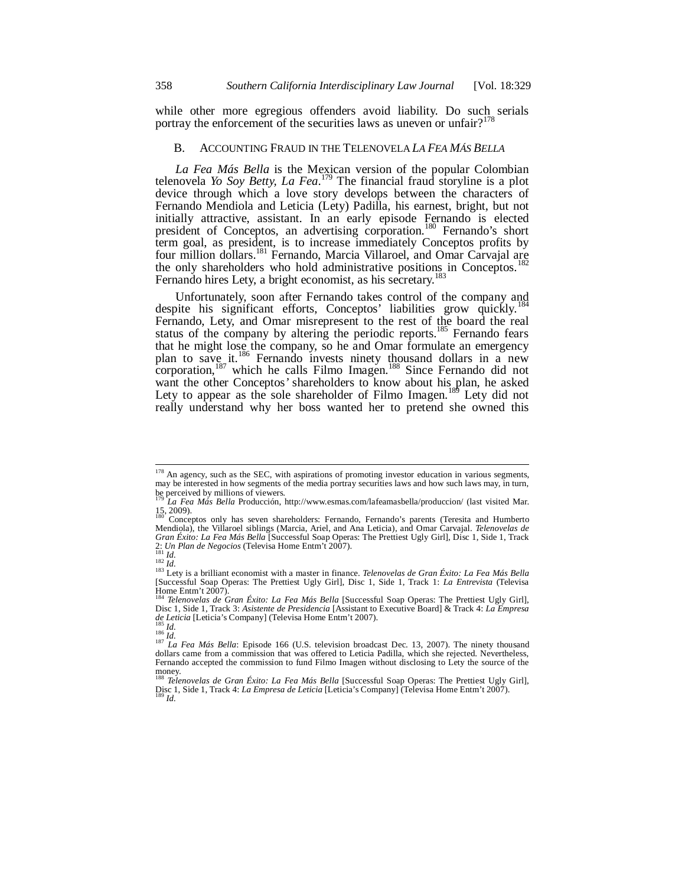while other more egregious offenders avoid liability. Do such serials portray the enforcement of the securities laws as uneven or unfair?[178]

### B. Accounting Fraud in the Telenovela *La Fea Más Bella*

*La Fea Más Bella* is the Mexican version of the popular Colombian telenovela *Yo Soy Betty, La Fea*.[179] The financial fraud storyline is a plot device through which a love story develops between the characters of Fernando Mendiola and Leticia (Lety) Padilla, his earnest, bright, but not initially attractive, assistant. In an early episode Fernando is elected president of Conceptos, an advertising corporation.[180] Fernando's short term goal, as president, is to increase immediately Conceptos profits by four million dollars.[181] Fernando, Marcia Villaroel, and Omar Carvajal are the only shareholders who hold administrative positions in Conceptos.[182] Fernando hires Lety, a bright economist, as his secretary.[183]

Unfortunately, soon after Fernando takes control of the company and despite his significant efforts, Conceptos' liabilities grow quickly.[184] Fernando, Lety, and Omar misrepresent to the rest of the board the real status of the company by altering the periodic reports.[185] Fernando fears that he might lose the company, so he and Omar formulate an emergency plan to save it.[186] Fernando invests ninety thousand dollars in a new corporation,[187] which he calls Filmo Imagen.[188] Since Fernando did not want the other Conceptos' shareholders to know about his plan, he asked Lety to appear as the sole shareholder of Filmo Imagen.[189] Lety did not really understand why her boss wanted her to pretend she owned this

---

[178] An agency, such as the SEC, with aspirations of promoting investor education in various segments, may be interested in how segments of the media portray securities laws and how such laws may, in turn, be perceived by millions of viewers.

[179] *La Fea Más Bella* Producción, http://www.esmas.com/lafeamasbella/produccion/ (last visited Mar. 15, 2009).

[180] Conceptos only has seven shareholders: Fernando, Fernando's parents (Teresita and Humberto Mendiola), the Villaroel siblings (Marcia, Ariel, and Ana Leticia), and Omar Carvajal. *Telenovelas de Gran Éxito: La Fea Más Bella* [Successful Soap Operas: The Prettiest Ugly Girl], Disc 1, Side 1, Track 2: *Un Plan de Negocios* (Televisa Home Entm't 2007).

[181] *Id.*

[182] *Id.*

[183] Lety is a brilliant economist with a master in finance. *Telenovelas de Gran Éxito: La Fea Más Bella* [Successful Soap Operas: The Prettiest Ugly Girl], Disc 1, Side 1, Track 1: *La Entrevista* (Televisa Home Entm't 2007).

[184] *Telenovelas de Gran Éxito: La Fea Más Bella* [Successful Soap Operas: The Prettiest Ugly Girl], Disc 1, Side 1, Track 3: *Asistente de Presidencia* [Assistant to Executive Board] & Track 4: *La Empresa de Leticia* [Leticia's Company] (Televisa Home Entm't 2007).

[185] *Id.*

[186] *Id.*

[187] *La Fea Más Bella*: Episode 166 (U.S. television broadcast Dec. 13, 2007). The ninety thousand dollars came from a commission that was offered to Leticia Padilla, which she rejected. Nevertheless, Fernando accepted the commission to fund Filmo Imagen without disclosing to Lety the source of the money.

[188] *Telenovelas de Gran Éxito: La Fea Más Bella* [Successful Soap Operas: The Prettiest Ugly Girl], Disc 1, Side 1, Track 4: *La Empresa de Leticia* [Leticia's Company] (Televisa Home Entm't 2007).

[189] *Id.*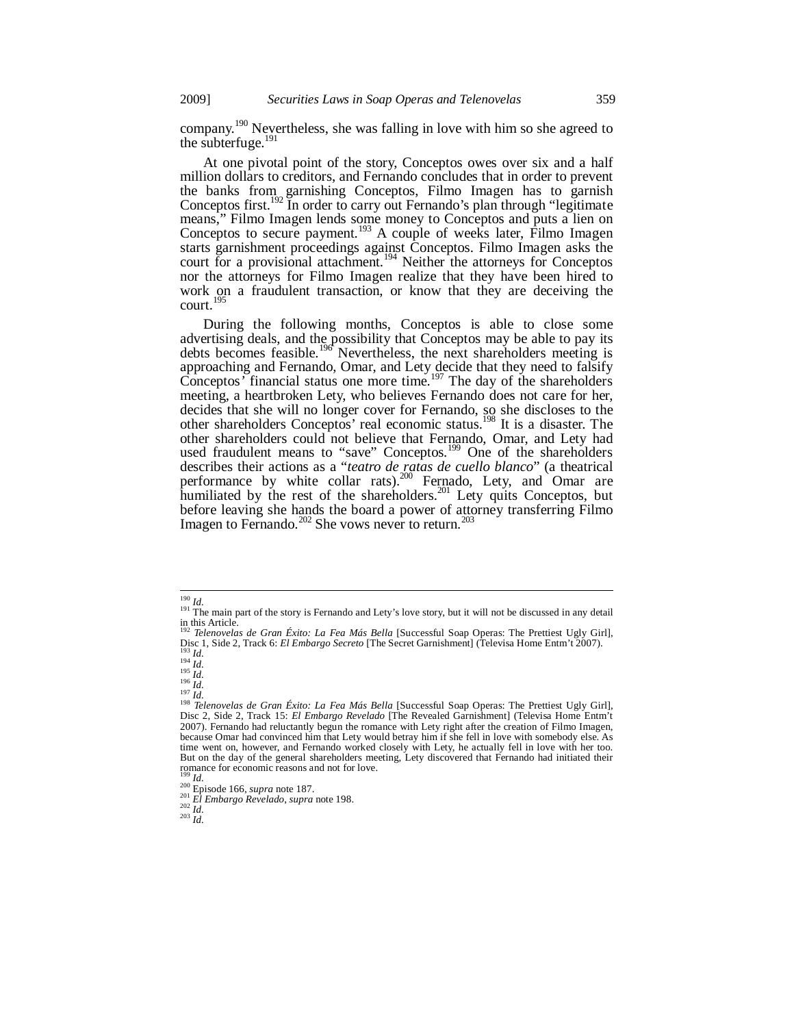company.[190] Nevertheless, she was falling in love with him so she agreed to the subterfuge.[191]

At one pivotal point of the story, Conceptos owes over six and a half million dollars to creditors, and Fernando concludes that in order to prevent the banks from garnishing Conceptos, Filmo Imagen has to garnish Conceptos first.[192] In order to carry out Fernando's plan through "legitimate means," Filmo Imagen lends some money to Conceptos and puts a lien on Conceptos to secure payment.[193] A couple of weeks later, Filmo Imagen starts garnishment proceedings against Conceptos. Filmo Imagen asks the court for a provisional attachment.[194] Neither the attorneys for Conceptos nor the attorneys for Filmo Imagen realize that they have been hired to work on a fraudulent transaction, or know that they are deceiving the court.[195]

During the following months, Conceptos is able to close some advertising deals, and the possibility that Conceptos may be able to pay its debts becomes feasible.[196] Nevertheless, the next shareholders meeting is approaching and Fernando, Omar, and Lety decide that they need to falsify Conceptos' financial status one more time.[197] The day of the shareholders meeting, a heartbroken Lety, who believes Fernando does not care for her, decides that she will no longer cover for Fernando, so she discloses to the other shareholders Conceptos' real economic status.[198] It is a disaster. The other shareholders could not believe that Fernando, Omar, and Lety had used fraudulent means to "save" Conceptos.[199] One of the shareholders describes their actions as a "*teatro de ratas de cuello blanco*" (a theatrical performance by white collar rats).[200] Fernado, Lety, and Omar are humiliated by the rest of the shareholders.[201] Lety quits Conceptos, but before leaving she hands the board a power of attorney transferring Filmo Imagen to Fernando.[202] She vows never to return.[203]

---

[190] *Id.*

[191] The main part of the story is Fernando and Lety's love story, but it will not be discussed in any detail in this Article.

[192] *Telenovelas de Gran Éxito: La Fea Más Bella* [Successful Soap Operas: The Prettiest Ugly Girl], Disc 1, Side 2, Track 6: *El Embargo Secreto* [The Secret Garnishment] (Televisa Home Entm't 2007).

[193] *Id.*

[194] *Id.*

[195] *Id.*

[196] *Id.*

[197] *Id.*

[198] *Telenovelas de Gran Éxito: La Fea Más Bella* [Successful Soap Operas: The Prettiest Ugly Girl], Disc 2, Side 2, Track 15: *El Embargo Revelado* [The Revealed Garnishment] (Televisa Home Entm't 2007). Fernando had reluctantly begun the romance with Lety right after the creation of Filmo Imagen, because Omar had convinced him that Lety would betray him if she fell in love with somebody else. As time went on, however, and Fernando worked closely with Lety, he actually fell in love with her too. But on the day of the general shareholders meeting, Lety discovered that Fernando had initiated their romance for economic reasons and not for love.

[199] *Id.*

[200] Episode 166, *supra* note 187.

[201] *El Embargo Revelado*, *supra* note 198.

[202] *Id.*

[203] *Id.*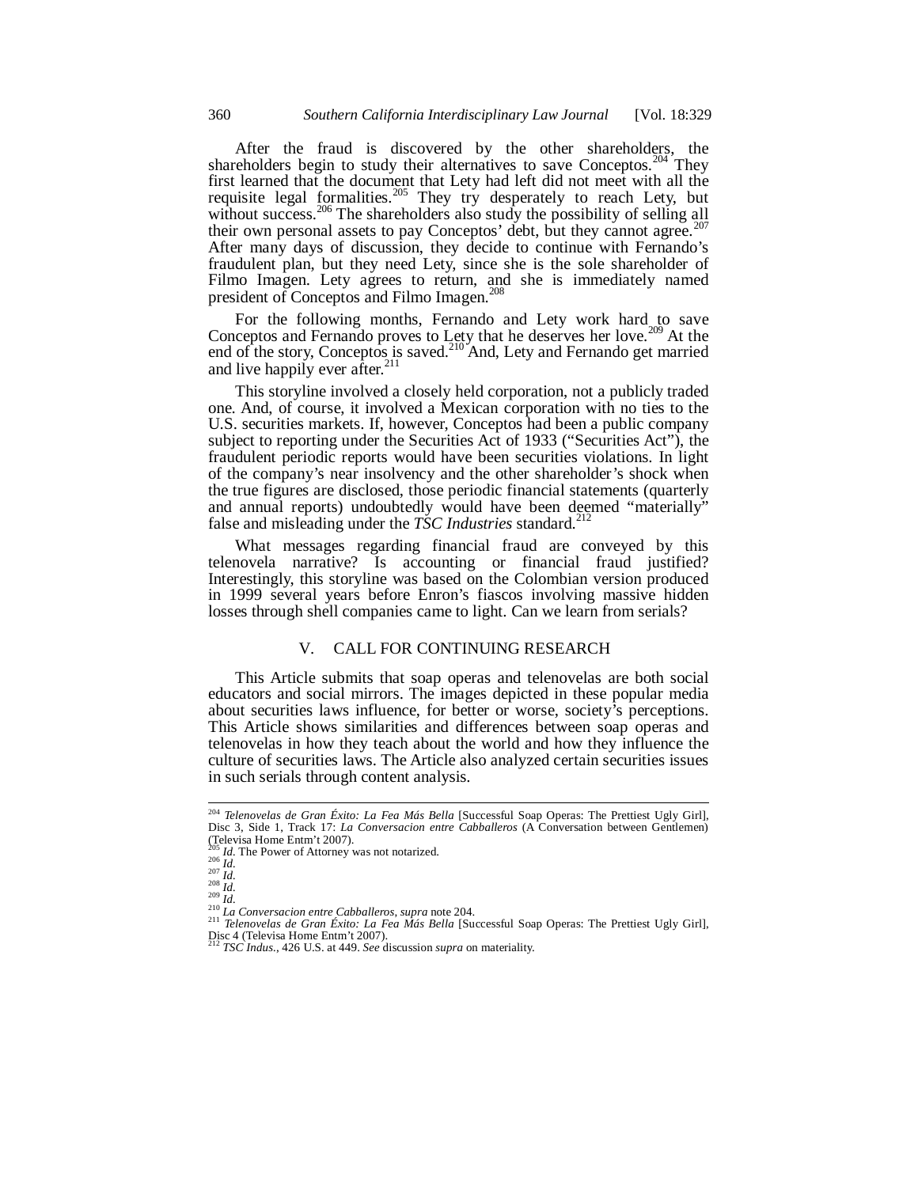After the fraud is discovered by the other shareholders, the shareholders begin to study their alternatives to save Conceptos.[204] They first learned that the document that Lety had left did not meet with all the requisite legal formalities.[205] They try desperately to reach Lety, but without success.[206] The shareholders also study the possibility of selling all their own personal assets to pay Conceptos' debt, but they cannot agree.[207] After many days of discussion, they decide to continue with Fernando's fraudulent plan, but they need Lety, since she is the sole shareholder of Filmo Imagen. Lety agrees to return, and she is immediately named president of Conceptos and Filmo Imagen.[208]

For the following months, Fernando and Lety work hard to save Conceptos and Fernando proves to Lety that he deserves her love.[209] At the end of the story, Conceptos is saved.[210] And, Lety and Fernando get married and live happily ever after.[211]

This storyline involved a closely held corporation, not a publicly traded one. And, of course, it involved a Mexican corporation with no ties to the U.S. securities markets. If, however, Conceptos had been a public company subject to reporting under the Securities Act of 1933 ("Securities Act"), the fraudulent periodic reports would have been securities violations. In light of the company's near insolvency and the other shareholder's shock when the true figures are disclosed, those periodic financial statements (quarterly and annual reports) undoubtedly would have been deemed "materially" false and misleading under the *TSC Industries* standard.[212]

What messages regarding financial fraud are conveyed by this telenovela narrative? Is accounting or financial fraud justified? Interestingly, this storyline was based on the Colombian version produced in 1999 several years before Enron's fiascos involving massive hidden losses through shell companies came to light. Can we learn from serials?

## V. CALL FOR CONTINUING RESEARCH

This Article submits that soap operas and telenovelas are both social educators and social mirrors. The images depicted in these popular media about securities laws influence, for better or worse, society's perceptions. This Article shows similarities and differences between soap operas and telenovelas in how they teach about the world and how they influence the culture of securities laws. The Article also analyzed certain securities issues in such serials through content analysis.

---

[204] *Telenovelas de Gran Éxito: La Fea Más Bella* [Successful Soap Operas: The Prettiest Ugly Girl], Disc 3, Side 1, Track 17: *La Conversacion entre Cabballeros* (A Conversation between Gentlemen) (Televisa Home Entm't 2007).

[205] *Id.* The Power of Attorney was not notarized.

[206] *Id.*

[207] *Id.*

[208] *Id.*

[209] *Id.*

[210] *La Conversacion entre Cabballeros*, *supra* note 204.

[211] *Telenovelas de Gran Éxito: La Fea Más Bella* [Successful Soap Operas: The Prettiest Ugly Girl], Disc 4 (Televisa Home Entm't 2007).

[212] *TSC Indus.*, 426 U.S. at 449. *See* discussion *supra* on materiality.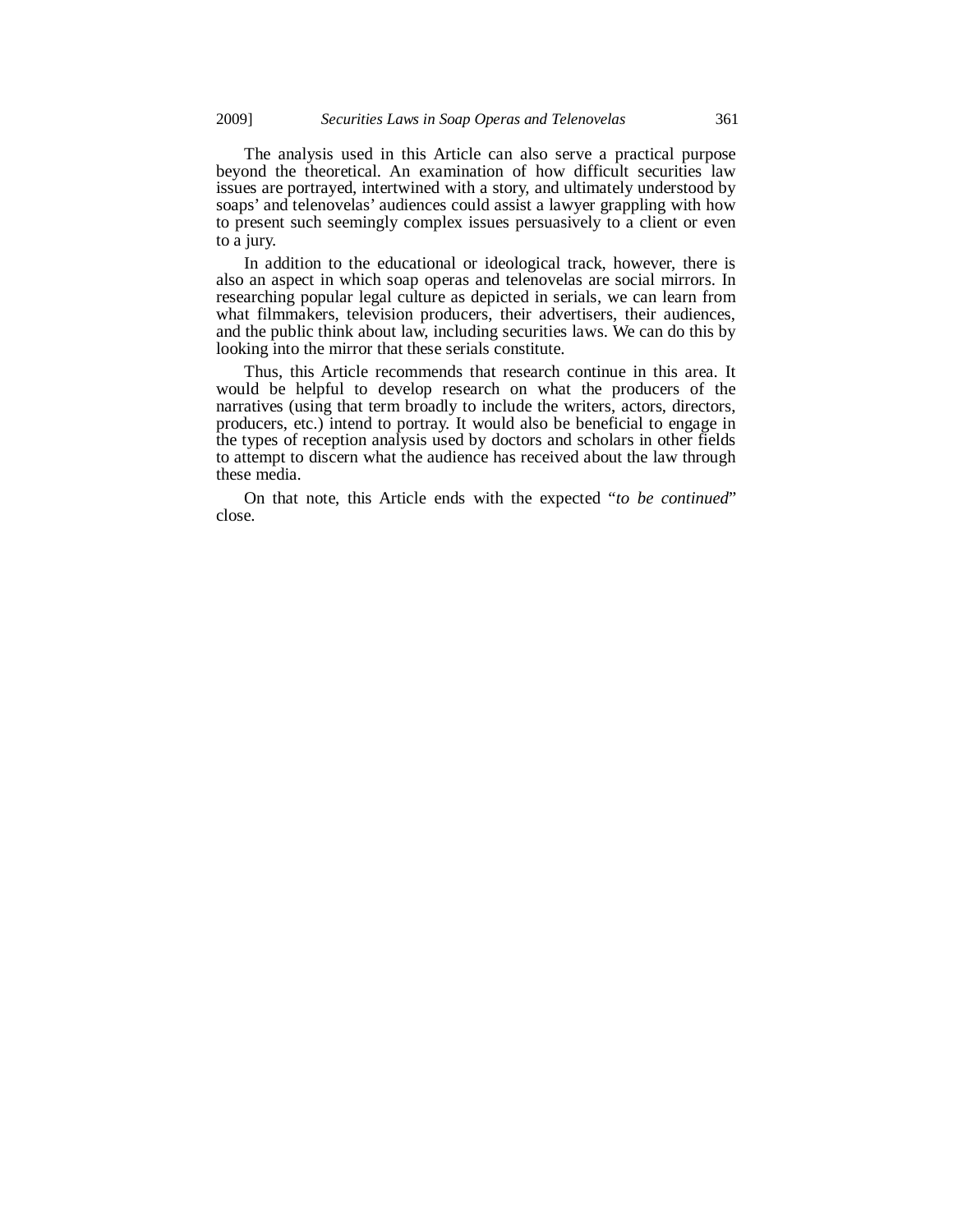The analysis used in this Article can also serve a practical purpose beyond the theoretical. An examination of how difficult securities law issues are portrayed, intertwined with a story, and ultimately understood by soaps' and telenovelas' audiences could assist a lawyer grappling with how to present such seemingly complex issues persuasively to a client or even to a jury.

In addition to the educational or ideological track, however, there is also an aspect in which soap operas and telenovelas are social mirrors. In researching popular legal culture as depicted in serials, we can learn from what filmmakers, television producers, their advertisers, their audiences, and the public think about law, including securities laws. We can do this by looking into the mirror that these serials constitute.

Thus, this Article recommends that research continue in this area. It would be helpful to develop research on what the producers of the narratives (using that term broadly to include the writers, actors, directors, producers, etc.) intend to portray. It would also be beneficial to engage in the types of reception analysis used by doctors and scholars in other fields to attempt to discern what the audience has received about the law through these media.

On that note, this Article ends with the expected "*to be continued*" close.